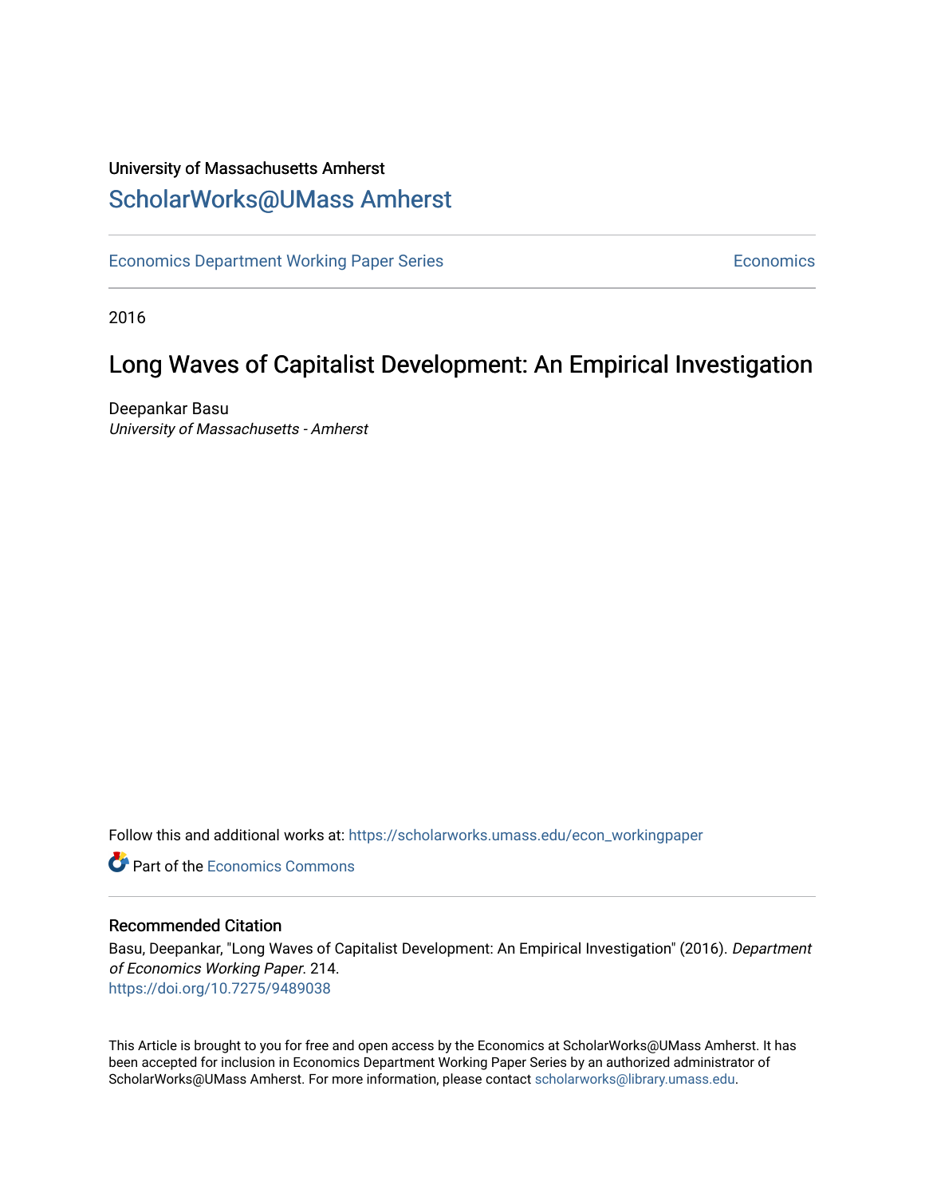University of Massachusetts Amherst

# ScholarWorks@UMass Amherst

Economics Department Working Paper Series | Economics

2016

## Long Waves of Capitalist Development: An Empirical Investigation

Deepankar Basu
*University of Massachusetts - Amherst*

Follow this and additional works at: https://scholarworks.umass.edu/econ_workingpaper

Part of the Economics Commons

### Recommended Citation

Basu, Deepankar, "Long Waves of Capitalist Development: An Empirical Investigation" (2016). *Department of Economics Working Paper*. 214.
https://doi.org/10.7275/9489038

This Article is brought to you for free and open access by the Economics at ScholarWorks@UMass Amherst. It has been accepted for inclusion in Economics Department Working Paper Series by an authorized administrator of ScholarWorks@UMass Amherst. For more information, please contact scholarworks@library.umass.edu.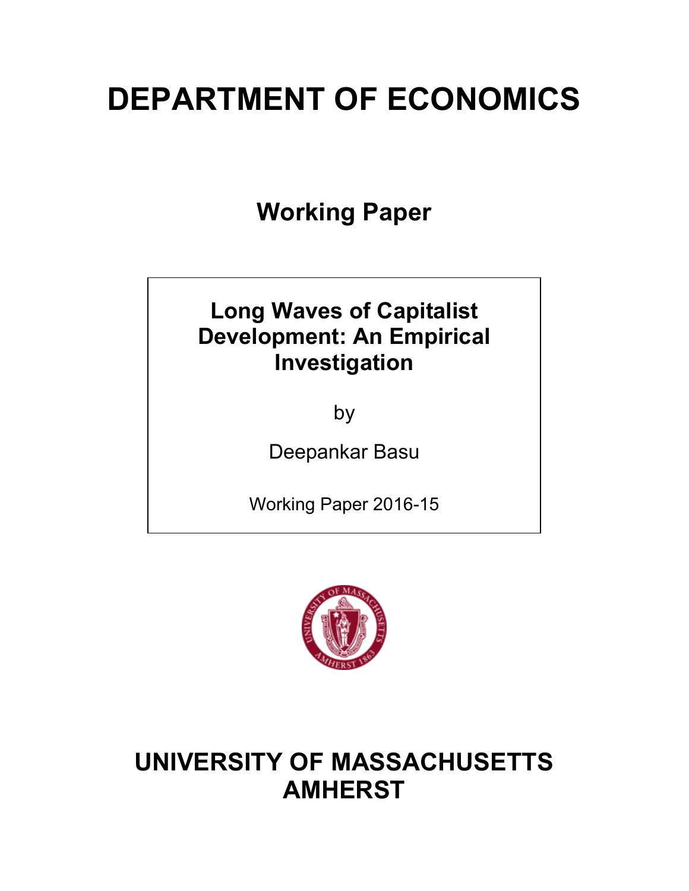# DEPARTMENT OF ECONOMICS

## Working Paper

**Long Waves of Capitalist Development: An Empirical Investigation**

by

Deepankar Basu

Working Paper 2016-15

# UNIVERSITY OF MASSACHUSETTS AMHERST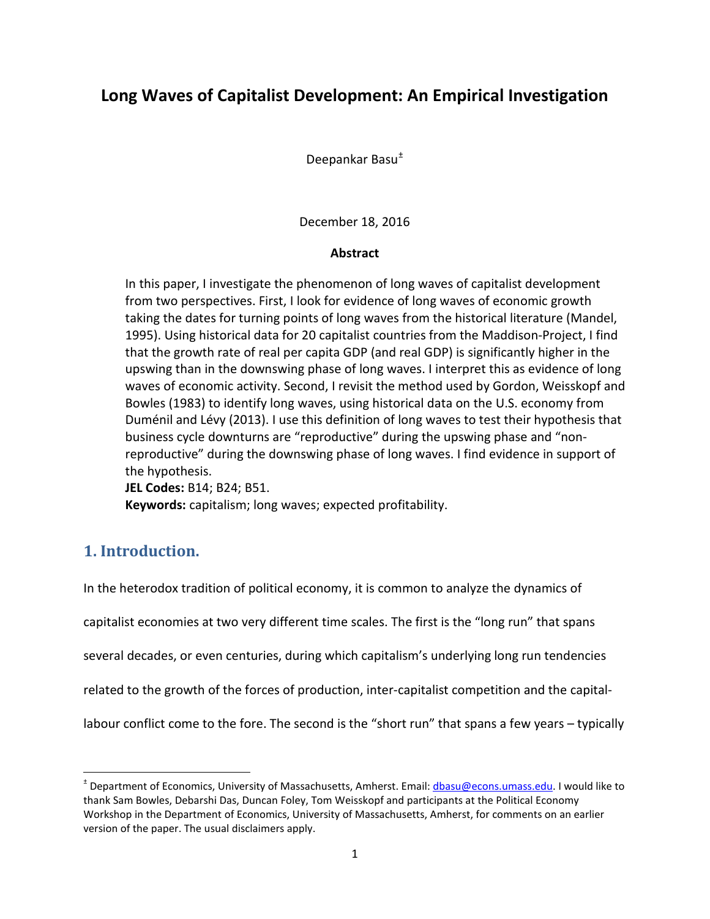# Long Waves of Capitalist Development: An Empirical Investigation

Deepankar Basu[±]

December 18, 2016

**Abstract**

In this paper, I investigate the phenomenon of long waves of capitalist development from two perspectives. First, I look for evidence of long waves of economic growth taking the dates for turning points of long waves from the historical literature (Mandel, 1995). Using historical data for 20 capitalist countries from the Maddison-Project, I find that the growth rate of real per capita GDP (and real GDP) is significantly higher in the upswing than in the downswing phase of long waves. I interpret this as evidence of long waves of economic activity. Second, I revisit the method used by Gordon, Weisskopf and Bowles (1983) to identify long waves, using historical data on the U.S. economy from Duménil and Lévy (2013). I use this definition of long waves to test their hypothesis that business cycle downturns are "reproductive" during the upswing phase and "non-reproductive" during the downswing phase of long waves. I find evidence in support of the hypothesis.

**JEL Codes:** B14; B24; B51.

**Keywords:** capitalism; long waves; expected profitability.

## 1. Introduction.

In the heterodox tradition of political economy, it is common to analyze the dynamics of capitalist economies at two very different time scales. The first is the "long run" that spans several decades, or even centuries, during which capitalism's underlying long run tendencies related to the growth of the forces of production, inter-capitalist competition and the capital-labour conflict come to the fore. The second is the "short run" that spans a few years – typically

[±] Department of Economics, University of Massachusetts, Amherst. Email: dbasu@econs.umass.edu. I would like to thank Sam Bowles, Debarshi Das, Duncan Foley, Tom Weisskopf and participants at the Political Economy Workshop in the Department of Economics, University of Massachusetts, Amherst, for comments on an earlier version of the paper. The usual disclaimers apply.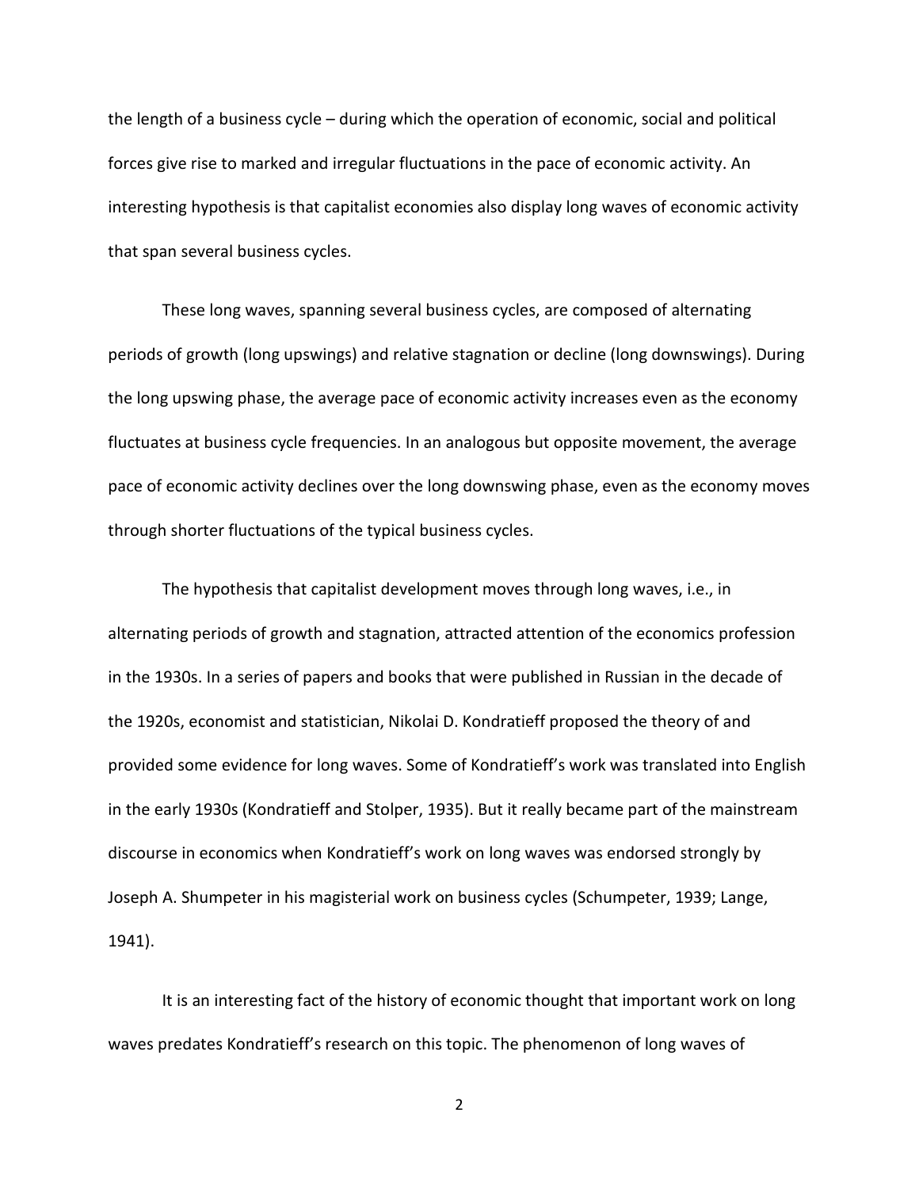the length of a business cycle – during which the operation of economic, social and political forces give rise to marked and irregular fluctuations in the pace of economic activity. An interesting hypothesis is that capitalist economies also display long waves of economic activity that span several business cycles.

These long waves, spanning several business cycles, are composed of alternating periods of growth (long upswings) and relative stagnation or decline (long downswings). During the long upswing phase, the average pace of economic activity increases even as the economy fluctuates at business cycle frequencies. In an analogous but opposite movement, the average pace of economic activity declines over the long downswing phase, even as the economy moves through shorter fluctuations of the typical business cycles.

The hypothesis that capitalist development moves through long waves, i.e., in alternating periods of growth and stagnation, attracted attention of the economics profession in the 1930s. In a series of papers and books that were published in Russian in the decade of the 1920s, economist and statistician, Nikolai D. Kondratieff proposed the theory of and provided some evidence for long waves. Some of Kondratieff's work was translated into English in the early 1930s (Kondratieff and Stolper, 1935). But it really became part of the mainstream discourse in economics when Kondratieff's work on long waves was endorsed strongly by Joseph A. Shumpeter in his magisterial work on business cycles (Schumpeter, 1939; Lange, 1941).

It is an interesting fact of the history of economic thought that important work on long waves predates Kondratieff's research on this topic. The phenomenon of long waves of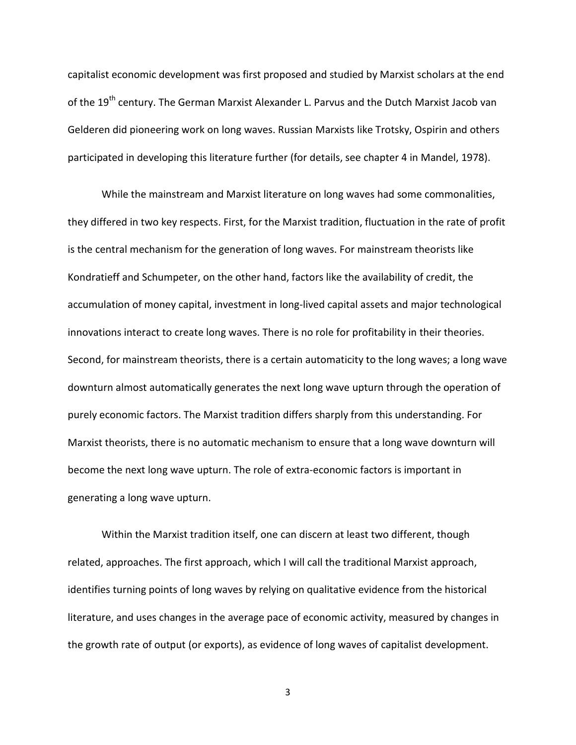capitalist economic development was first proposed and studied by Marxist scholars at the end of the 19th century. The German Marxist Alexander L. Parvus and the Dutch Marxist Jacob van Gelderen did pioneering work on long waves. Russian Marxists like Trotsky, Ospirin and others participated in developing this literature further (for details, see chapter 4 in Mandel, 1978).

While the mainstream and Marxist literature on long waves had some commonalities, they differed in two key respects. First, for the Marxist tradition, fluctuation in the rate of profit is the central mechanism for the generation of long waves. For mainstream theorists like Kondratieff and Schumpeter, on the other hand, factors like the availability of credit, the accumulation of money capital, investment in long-lived capital assets and major technological innovations interact to create long waves. There is no role for profitability in their theories. Second, for mainstream theorists, there is a certain automaticity to the long waves; a long wave downturn almost automatically generates the next long wave upturn through the operation of purely economic factors. The Marxist tradition differs sharply from this understanding. For Marxist theorists, there is no automatic mechanism to ensure that a long wave downturn will become the next long wave upturn. The role of extra-economic factors is important in generating a long wave upturn.

Within the Marxist tradition itself, one can discern at least two different, though related, approaches. The first approach, which I will call the traditional Marxist approach, identifies turning points of long waves by relying on qualitative evidence from the historical literature, and uses changes in the average pace of economic activity, measured by changes in the growth rate of output (or exports), as evidence of long waves of capitalist development.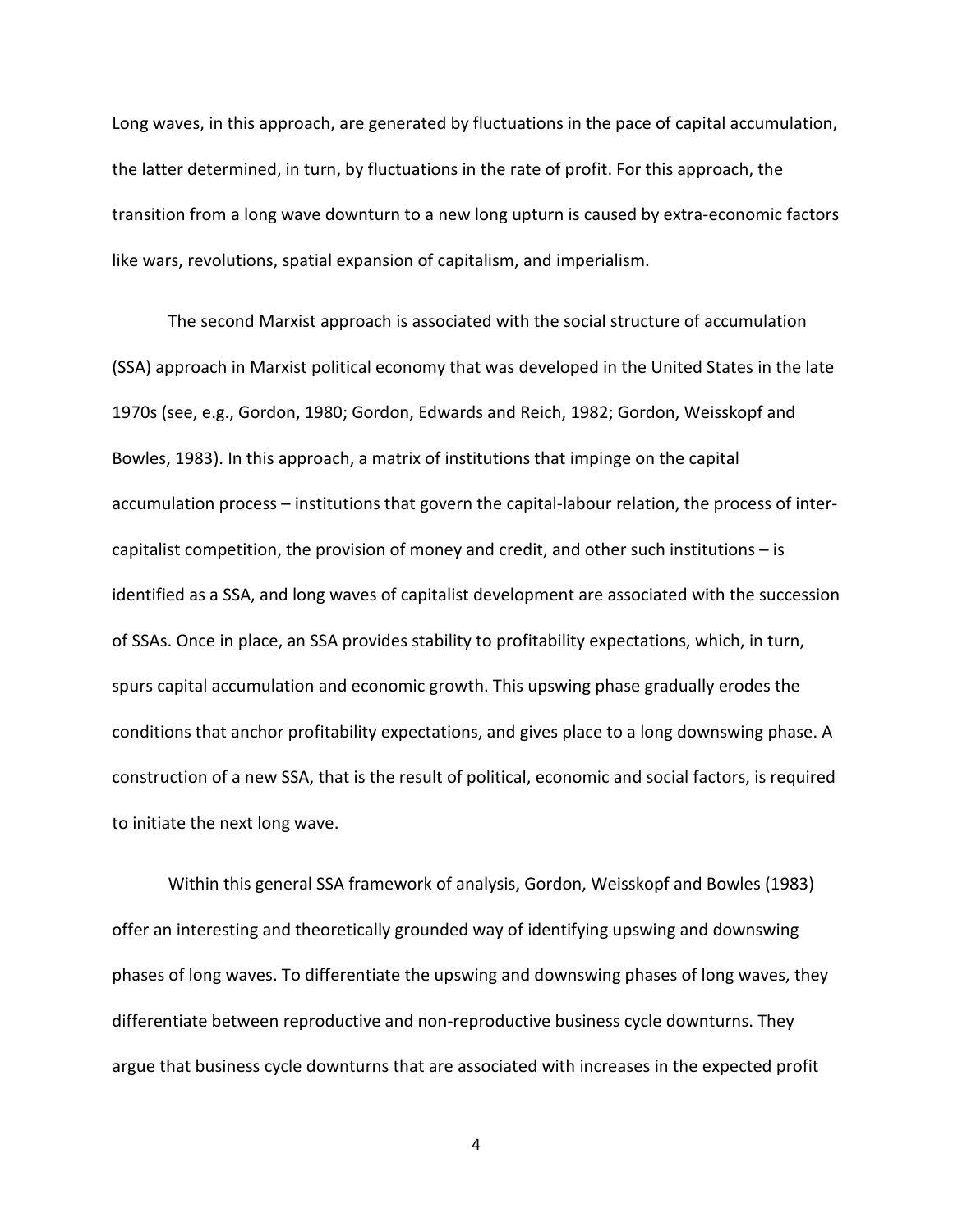Long waves, in this approach, are generated by fluctuations in the pace of capital accumulation, the latter determined, in turn, by fluctuations in the rate of profit. For this approach, the transition from a long wave downturn to a new long upturn is caused by extra-economic factors like wars, revolutions, spatial expansion of capitalism, and imperialism.

The second Marxist approach is associated with the social structure of accumulation (SSA) approach in Marxist political economy that was developed in the United States in the late 1970s (see, e.g., Gordon, 1980; Gordon, Edwards and Reich, 1982; Gordon, Weisskopf and Bowles, 1983). In this approach, a matrix of institutions that impinge on the capital accumulation process – institutions that govern the capital-labour relation, the process of inter-capitalist competition, the provision of money and credit, and other such institutions – is identified as a SSA, and long waves of capitalist development are associated with the succession of SSAs. Once in place, an SSA provides stability to profitability expectations, which, in turn, spurs capital accumulation and economic growth. This upswing phase gradually erodes the conditions that anchor profitability expectations, and gives place to a long downswing phase. A construction of a new SSA, that is the result of political, economic and social factors, is required to initiate the next long wave.

Within this general SSA framework of analysis, Gordon, Weisskopf and Bowles (1983) offer an interesting and theoretically grounded way of identifying upswing and downswing phases of long waves. To differentiate the upswing and downswing phases of long waves, they differentiate between reproductive and non-reproductive business cycle downturns. They argue that business cycle downturns that are associated with increases in the expected profit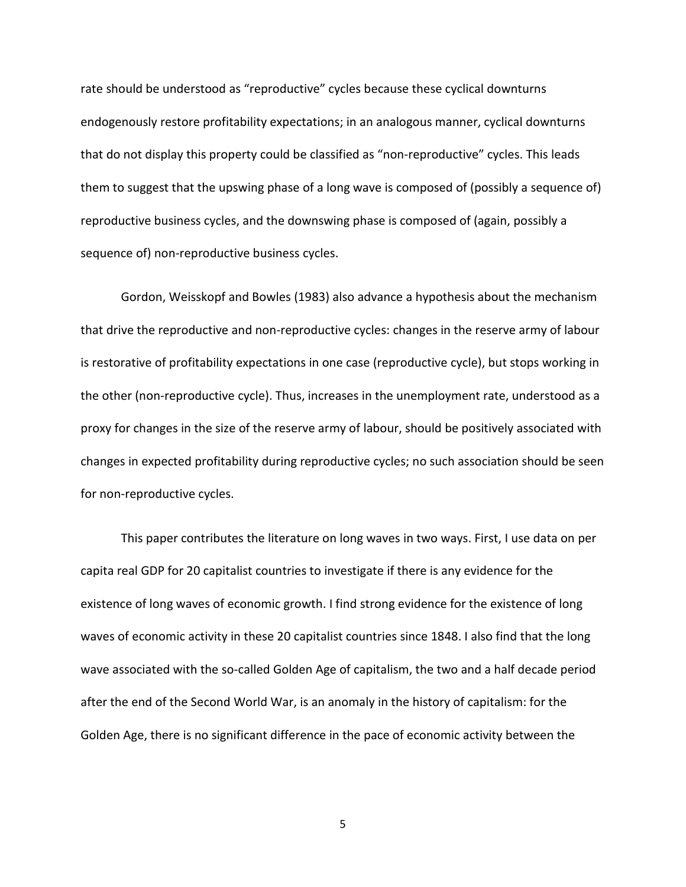rate should be understood as "reproductive" cycles because these cyclical downturns endogenously restore profitability expectations; in an analogous manner, cyclical downturns that do not display this property could be classified as "non-reproductive" cycles. This leads them to suggest that the upswing phase of a long wave is composed of (possibly a sequence of) reproductive business cycles, and the downswing phase is composed of (again, possibly a sequence of) non-reproductive business cycles.

Gordon, Weisskopf and Bowles (1983) also advance a hypothesis about the mechanism that drive the reproductive and non-reproductive cycles: changes in the reserve army of labour is restorative of profitability expectations in one case (reproductive cycle), but stops working in the other (non-reproductive cycle). Thus, increases in the unemployment rate, understood as a proxy for changes in the size of the reserve army of labour, should be positively associated with changes in expected profitability during reproductive cycles; no such association should be seen for non-reproductive cycles.

This paper contributes the literature on long waves in two ways. First, I use data on per capita real GDP for 20 capitalist countries to investigate if there is any evidence for the existence of long waves of economic growth. I find strong evidence for the existence of long waves of economic activity in these 20 capitalist countries since 1848. I also find that the long wave associated with the so-called Golden Age of capitalism, the two and a half decade period after the end of the Second World War, is an anomaly in the history of capitalism: for the Golden Age, there is no significant difference in the pace of economic activity between the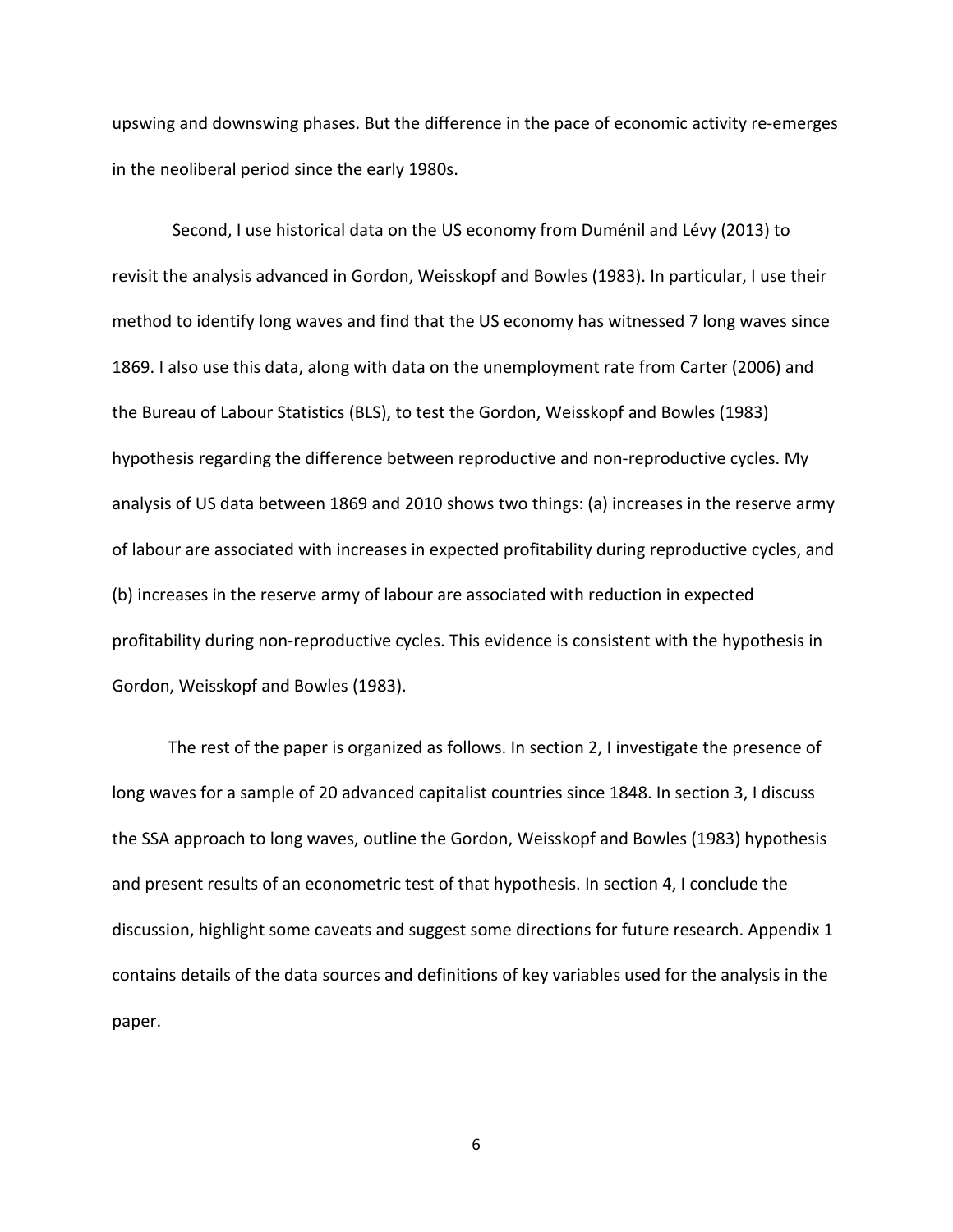upswing and downswing phases. But the difference in the pace of economic activity re-emerges in the neoliberal period since the early 1980s.

Second, I use historical data on the US economy from Duménil and Lévy (2013) to revisit the analysis advanced in Gordon, Weisskopf and Bowles (1983). In particular, I use their method to identify long waves and find that the US economy has witnessed 7 long waves since 1869. I also use this data, along with data on the unemployment rate from Carter (2006) and the Bureau of Labour Statistics (BLS), to test the Gordon, Weisskopf and Bowles (1983) hypothesis regarding the difference between reproductive and non-reproductive cycles. My analysis of US data between 1869 and 2010 shows two things: (a) increases in the reserve army of labour are associated with increases in expected profitability during reproductive cycles, and (b) increases in the reserve army of labour are associated with reduction in expected profitability during non-reproductive cycles. This evidence is consistent with the hypothesis in Gordon, Weisskopf and Bowles (1983).

The rest of the paper is organized as follows. In section 2, I investigate the presence of long waves for a sample of 20 advanced capitalist countries since 1848. In section 3, I discuss the SSA approach to long waves, outline the Gordon, Weisskopf and Bowles (1983) hypothesis and present results of an econometric test of that hypothesis. In section 4, I conclude the discussion, highlight some caveats and suggest some directions for future research. Appendix 1 contains details of the data sources and definitions of key variables used for the analysis in the paper.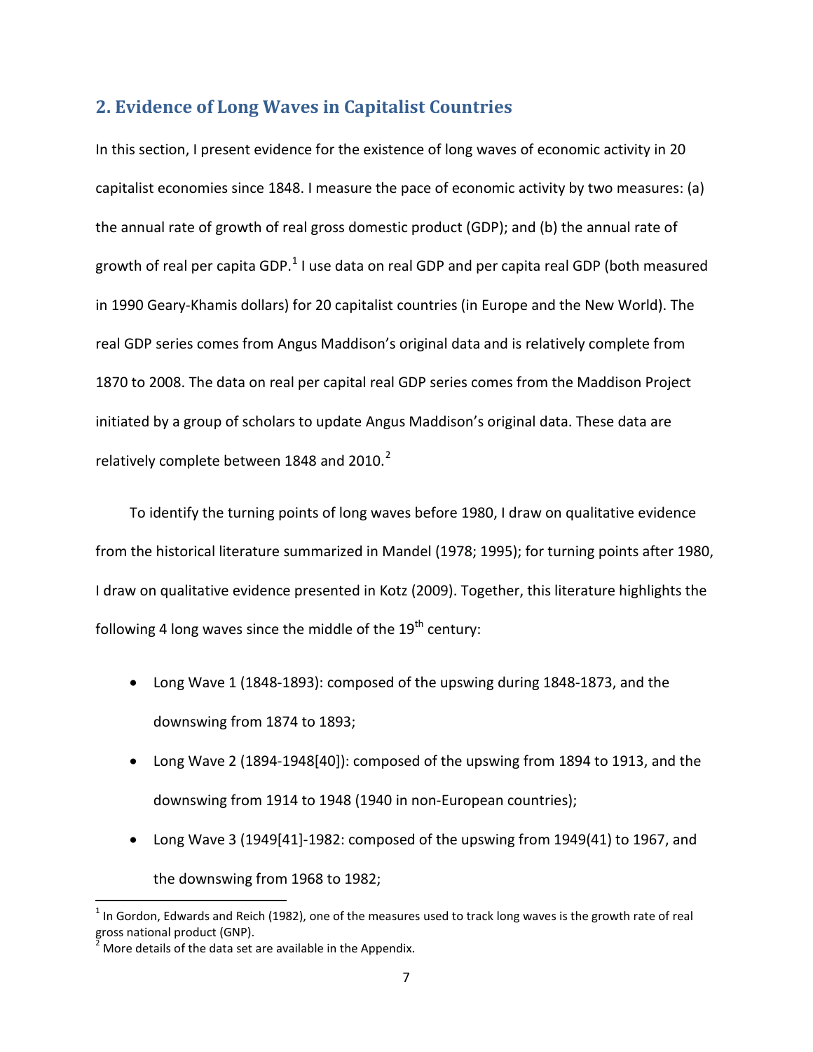## 2. Evidence of Long Waves in Capitalist Countries

In this section, I present evidence for the existence of long waves of economic activity in 20 capitalist economies since 1848. I measure the pace of economic activity by two measures: (a) the annual rate of growth of real gross domestic product (GDP); and (b) the annual rate of growth of real per capita GDP.[1] I use data on real GDP and per capita real GDP (both measured in 1990 Geary-Khamis dollars) for 20 capitalist countries (in Europe and the New World). The real GDP series comes from Angus Maddison's original data and is relatively complete from 1870 to 2008. The data on real per capital real GDP series comes from the Maddison Project initiated by a group of scholars to update Angus Maddison's original data. These data are relatively complete between 1848 and 2010.[2]

To identify the turning points of long waves before 1980, I draw on qualitative evidence from the historical literature summarized in Mandel (1978; 1995); for turning points after 1980, I draw on qualitative evidence presented in Kotz (2009). Together, this literature highlights the following 4 long waves since the middle of the 19th century:

- Long Wave 1 (1848-1893): composed of the upswing during 1848-1873, and the downswing from 1874 to 1893;
- Long Wave 2 (1894-1948[40]): composed of the upswing from 1894 to 1913, and the downswing from 1914 to 1948 (1940 in non-European countries);
- Long Wave 3 (1949[41]-1982: composed of the upswing from 1949(41) to 1967, and the downswing from 1968 to 1982;

[1] In Gordon, Edwards and Reich (1982), one of the measures used to track long waves is the growth rate of real gross national product (GNP).

[2] More details of the data set are available in the Appendix.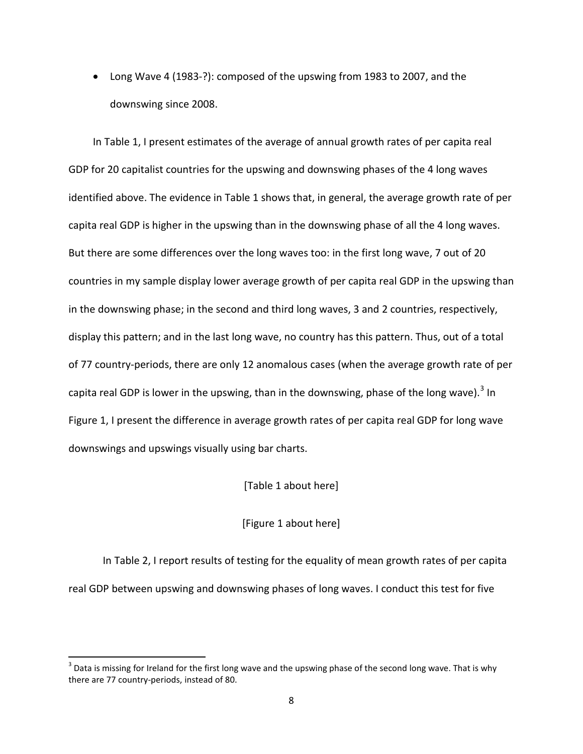- Long Wave 4 (1983-?): composed of the upswing from 1983 to 2007, and the downswing since 2008.

In Table 1, I present estimates of the average of annual growth rates of per capita real GDP for 20 capitalist countries for the upswing and downswing phases of the 4 long waves identified above. The evidence in Table 1 shows that, in general, the average growth rate of per capita real GDP is higher in the upswing than in the downswing phase of all the 4 long waves. But there are some differences over the long waves too: in the first long wave, 7 out of 20 countries in my sample display lower average growth of per capita real GDP in the upswing than in the downswing phase; in the second and third long waves, 3 and 2 countries, respectively, display this pattern; and in the last long wave, no country has this pattern. Thus, out of a total of 77 country-periods, there are only 12 anomalous cases (when the average growth rate of per capita real GDP is lower in the upswing, than in the downswing, phase of the long wave).[3] In Figure 1, I present the difference in average growth rates of per capita real GDP for long wave downswings and upswings visually using bar charts.

[Table 1 about here]

[Figure 1 about here]

In Table 2, I report results of testing for the equality of mean growth rates of per capita real GDP between upswing and downswing phases of long waves. I conduct this test for five

[3] Data is missing for Ireland for the first long wave and the upswing phase of the second long wave. That is why there are 77 country-periods, instead of 80.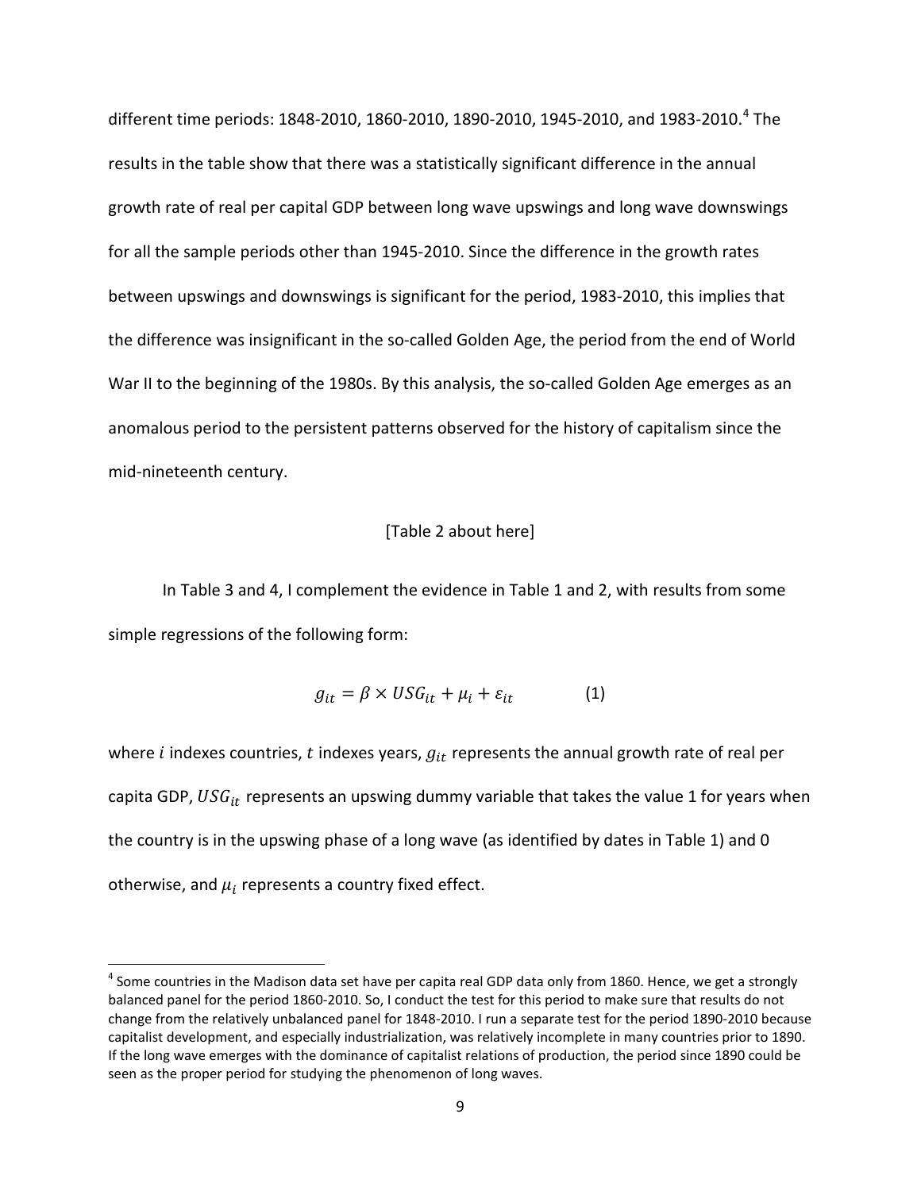different time periods: 1848-2010, 1860-2010, 1890-2010, 1945-2010, and 1983-2010.[4] The results in the table show that there was a statistically significant difference in the annual growth rate of real per capital GDP between long wave upswings and long wave downswings for all the sample periods other than 1945-2010. Since the difference in the growth rates between upswings and downswings is significant for the period, 1983-2010, this implies that the difference was insignificant in the so-called Golden Age, the period from the end of World War II to the beginning of the 1980s. By this analysis, the so-called Golden Age emerges as an anomalous period to the persistent patterns observed for the history of capitalism since the mid-nineteenth century.

[Table 2 about here]

In Table 3 and 4, I complement the evidence in Table 1 and 2, with results from some simple regressions of the following form:

$$g_{it} = \beta \times USG_{it} + \mu_i + \varepsilon_{it} \qquad (1)$$

where $i$ indexes countries, $t$ indexes years, $g_{it}$ represents the annual growth rate of real per capita GDP, $USG_{it}$ represents an upswing dummy variable that takes the value 1 for years when the country is in the upswing phase of a long wave (as identified by dates in Table 1) and 0 otherwise, and $\mu_i$ represents a country fixed effect.

[4] Some countries in the Madison data set have per capita real GDP data only from 1860. Hence, we get a strongly balanced panel for the period 1860-2010. So, I conduct the test for this period to make sure that results do not change from the relatively unbalanced panel for 1848-2010. I run a separate test for the period 1890-2010 because capitalist development, and especially industrialization, was relatively incomplete in many countries prior to 1890. If the long wave emerges with the dominance of capitalist relations of production, the period since 1890 could be seen as the proper period for studying the phenomenon of long waves.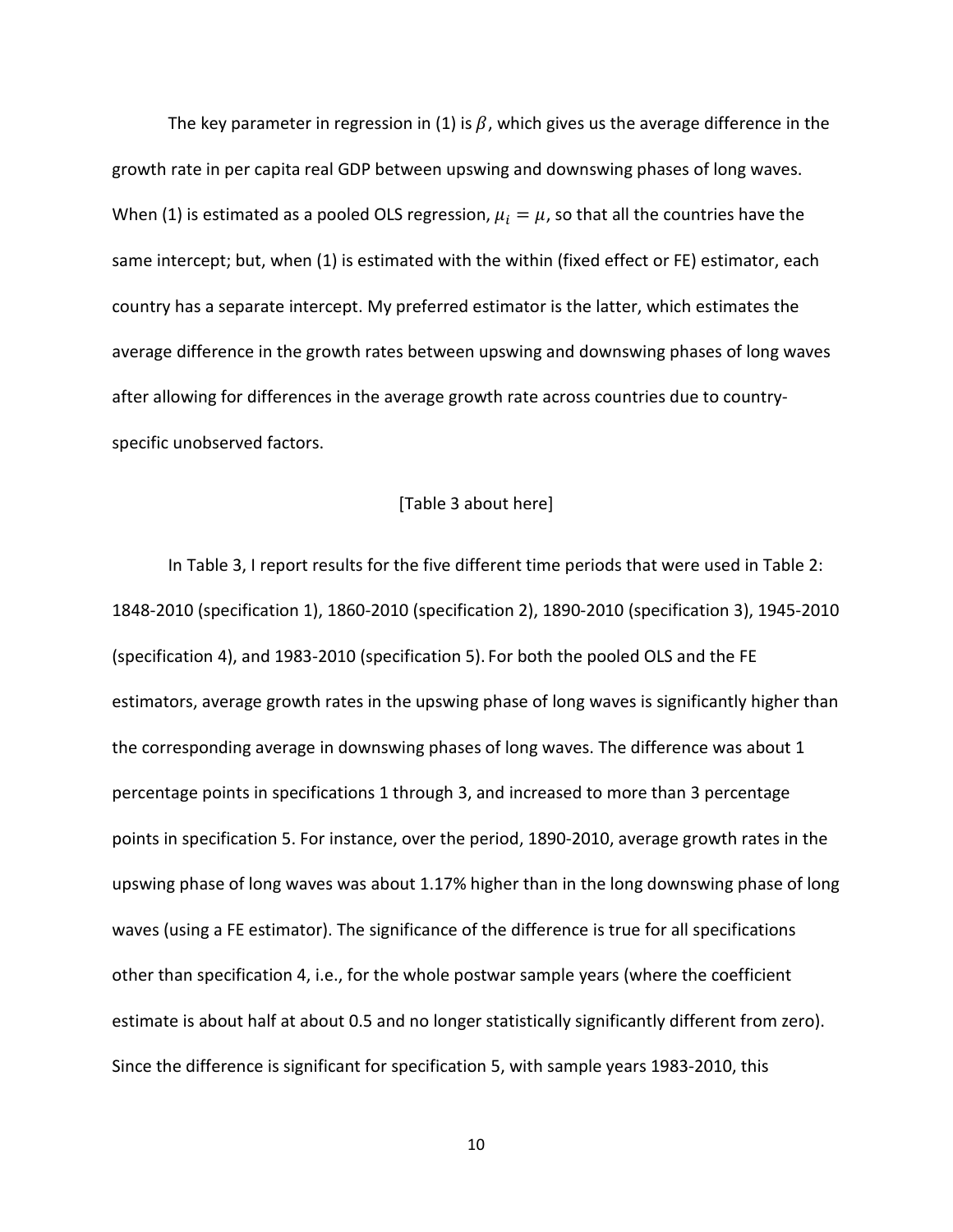The key parameter in regression in (1) is $\beta$, which gives us the average difference in the growth rate in per capita real GDP between upswing and downswing phases of long waves. When (1) is estimated as a pooled OLS regression, $\mu_i = \mu$, so that all the countries have the same intercept; but, when (1) is estimated with the within (fixed effect or FE) estimator, each country has a separate intercept. My preferred estimator is the latter, which estimates the average difference in the growth rates between upswing and downswing phases of long waves after allowing for differences in the average growth rate across countries due to country-specific unobserved factors.

[Table 3 about here]

In Table 3, I report results for the five different time periods that were used in Table 2: 1848-2010 (specification 1), 1860-2010 (specification 2), 1890-2010 (specification 3), 1945-2010 (specification 4), and 1983-2010 (specification 5). For both the pooled OLS and the FE estimators, average growth rates in the upswing phase of long waves is significantly higher than the corresponding average in downswing phases of long waves. The difference was about 1 percentage points in specifications 1 through 3, and increased to more than 3 percentage points in specification 5. For instance, over the period, 1890-2010, average growth rates in the upswing phase of long waves was about 1.17% higher than in the long downswing phase of long waves (using a FE estimator). The significance of the difference is true for all specifications other than specification 4, i.e., for the whole postwar sample years (where the coefficient estimate is about half at about 0.5 and no longer statistically significantly different from zero). Since the difference is significant for specification 5, with sample years 1983-2010, this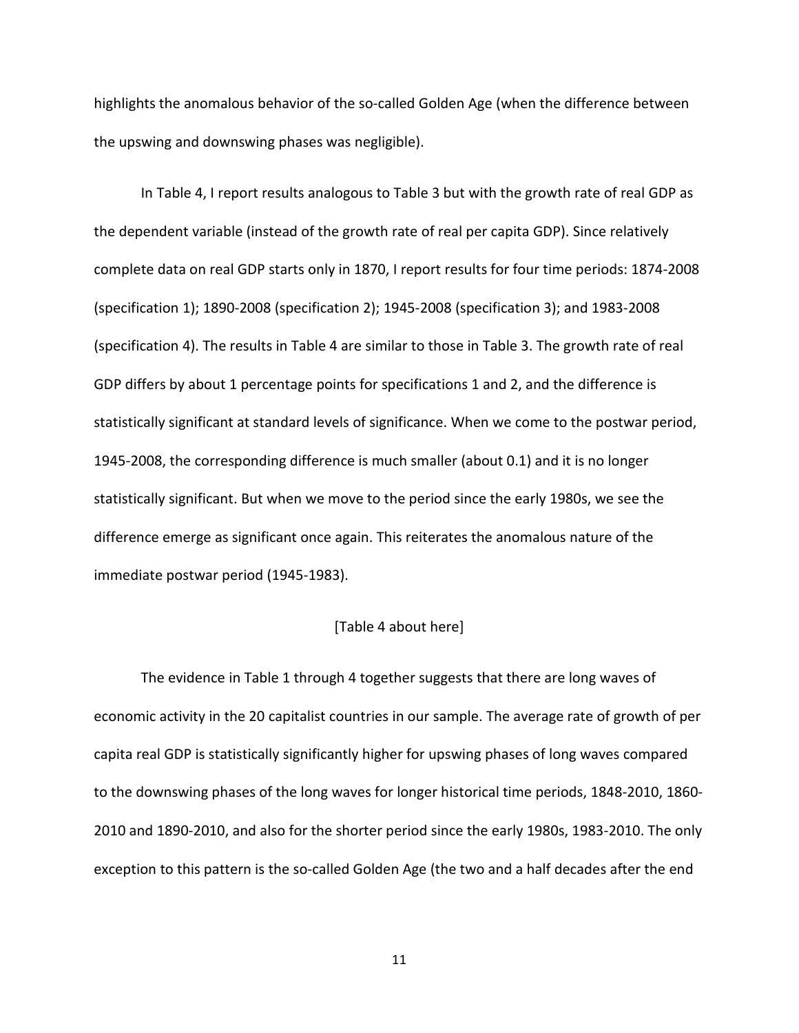highlights the anomalous behavior of the so-called Golden Age (when the difference between the upswing and downswing phases was negligible).

In Table 4, I report results analogous to Table 3 but with the growth rate of real GDP as the dependent variable (instead of the growth rate of real per capita GDP). Since relatively complete data on real GDP starts only in 1870, I report results for four time periods: 1874-2008 (specification 1); 1890-2008 (specification 2); 1945-2008 (specification 3); and 1983-2008 (specification 4). The results in Table 4 are similar to those in Table 3. The growth rate of real GDP differs by about 1 percentage points for specifications 1 and 2, and the difference is statistically significant at standard levels of significance. When we come to the postwar period, 1945-2008, the corresponding difference is much smaller (about 0.1) and it is no longer statistically significant. But when we move to the period since the early 1980s, we see the difference emerge as significant once again. This reiterates the anomalous nature of the immediate postwar period (1945-1983).

[Table 4 about here]

The evidence in Table 1 through 4 together suggests that there are long waves of economic activity in the 20 capitalist countries in our sample. The average rate of growth of per capita real GDP is statistically significantly higher for upswing phases of long waves compared to the downswing phases of the long waves for longer historical time periods, 1848-2010, 1860-2010 and 1890-2010, and also for the shorter period since the early 1980s, 1983-2010. The only exception to this pattern is the so-called Golden Age (the two and a half decades after the end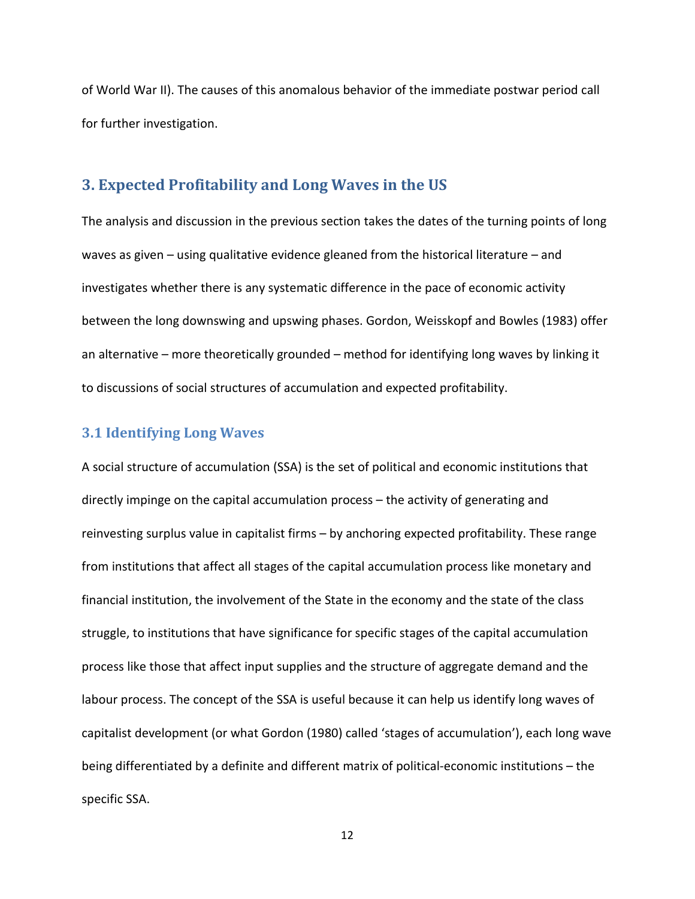of World War II). The causes of this anomalous behavior of the immediate postwar period call for further investigation.

## 3. Expected Profitability and Long Waves in the US

The analysis and discussion in the previous section takes the dates of the turning points of long waves as given – using qualitative evidence gleaned from the historical literature – and investigates whether there is any systematic difference in the pace of economic activity between the long downswing and upswing phases. Gordon, Weisskopf and Bowles (1983) offer an alternative – more theoretically grounded – method for identifying long waves by linking it to discussions of social structures of accumulation and expected profitability.

### 3.1 Identifying Long Waves

A social structure of accumulation (SSA) is the set of political and economic institutions that directly impinge on the capital accumulation process – the activity of generating and reinvesting surplus value in capitalist firms – by anchoring expected profitability. These range from institutions that affect all stages of the capital accumulation process like monetary and financial institution, the involvement of the State in the economy and the state of the class struggle, to institutions that have significance for specific stages of the capital accumulation process like those that affect input supplies and the structure of aggregate demand and the labour process. The concept of the SSA is useful because it can help us identify long waves of capitalist development (or what Gordon (1980) called 'stages of accumulation'), each long wave being differentiated by a definite and different matrix of political-economic institutions – the specific SSA.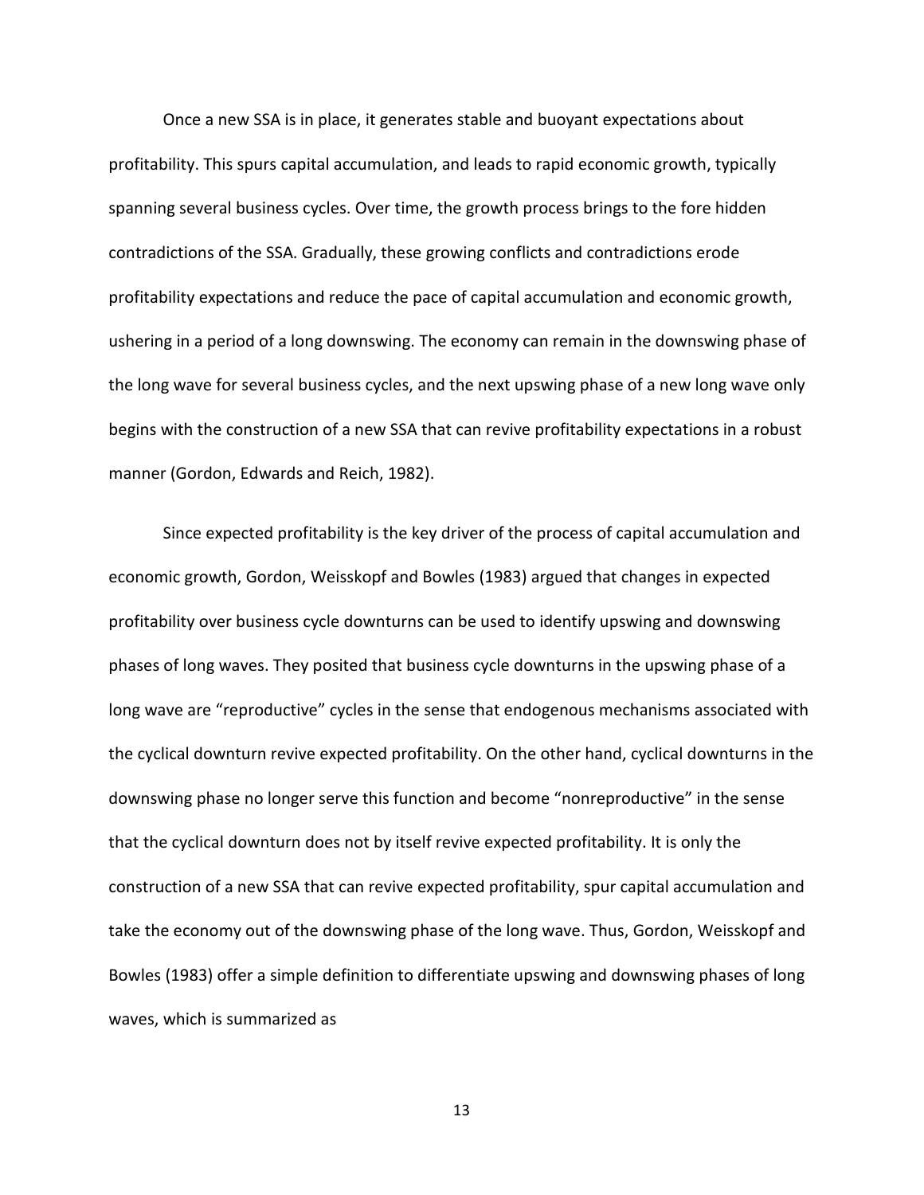Once a new SSA is in place, it generates stable and buoyant expectations about profitability. This spurs capital accumulation, and leads to rapid economic growth, typically spanning several business cycles. Over time, the growth process brings to the fore hidden contradictions of the SSA. Gradually, these growing conflicts and contradictions erode profitability expectations and reduce the pace of capital accumulation and economic growth, ushering in a period of a long downswing. The economy can remain in the downswing phase of the long wave for several business cycles, and the next upswing phase of a new long wave only begins with the construction of a new SSA that can revive profitability expectations in a robust manner (Gordon, Edwards and Reich, 1982).

Since expected profitability is the key driver of the process of capital accumulation and economic growth, Gordon, Weisskopf and Bowles (1983) argued that changes in expected profitability over business cycle downturns can be used to identify upswing and downswing phases of long waves. They posited that business cycle downturns in the upswing phase of a long wave are "reproductive" cycles in the sense that endogenous mechanisms associated with the cyclical downturn revive expected profitability. On the other hand, cyclical downturns in the downswing phase no longer serve this function and become "nonreproductive" in the sense that the cyclical downturn does not by itself revive expected profitability. It is only the construction of a new SSA that can revive expected profitability, spur capital accumulation and take the economy out of the downswing phase of the long wave. Thus, Gordon, Weisskopf and Bowles (1983) offer a simple definition to differentiate upswing and downswing phases of long waves, which is summarized as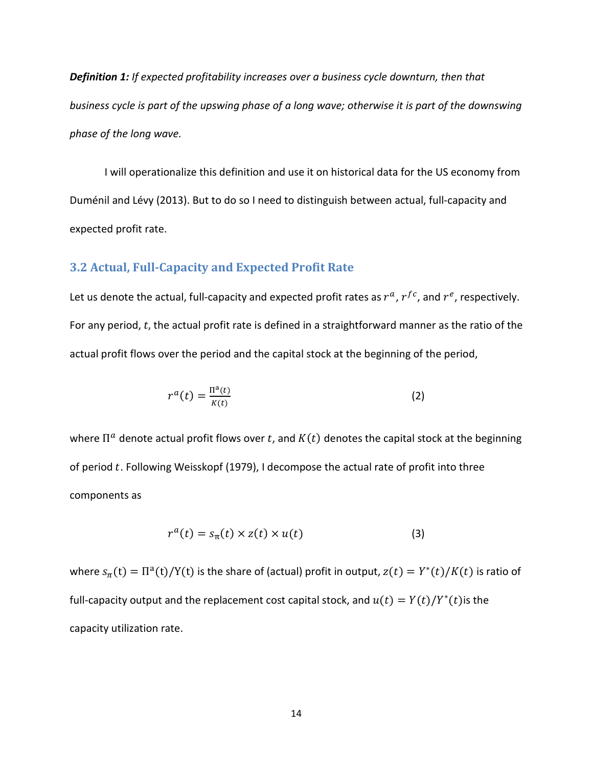***Definition 1:*** *If expected profitability increases over a business cycle downturn, then that business cycle is part of the upswing phase of a long wave; otherwise it is part of the downswing phase of the long wave.*

I will operationalize this definition and use it on historical data for the US economy from Duménil and Lévy (2013). But to do so I need to distinguish between actual, full-capacity and expected profit rate.

### 3.2 Actual, Full-Capacity and Expected Profit Rate

Let us denote the actual, full-capacity and expected profit rates as $r^a$, $r^{fc}$, and $r^e$, respectively. For any period, $t$, the actual profit rate is defined in a straightforward manner as the ratio of the actual profit flows over the period and the capital stock at the beginning of the period,

$$r^a(t) = \frac{\Pi^a(t)}{K(t)} \tag{2}$$

where $\Pi^a$ denote actual profit flows over $t$, and $K(t)$ denotes the capital stock at the beginning of period $t$. Following Weisskopf (1979), I decompose the actual rate of profit into three components as

$$r^a(t) = s_\pi(t) \times z(t) \times u(t) \tag{3}$$

where $s_\pi(t) = \Pi^a(t)/Y(t)$ is the share of (actual) profit in output, $z(t) = Y^*(t)/K(t)$ is ratio of full-capacity output and the replacement cost capital stock, and $u(t) = Y(t)/Y^*(t)$ is the capacity utilization rate.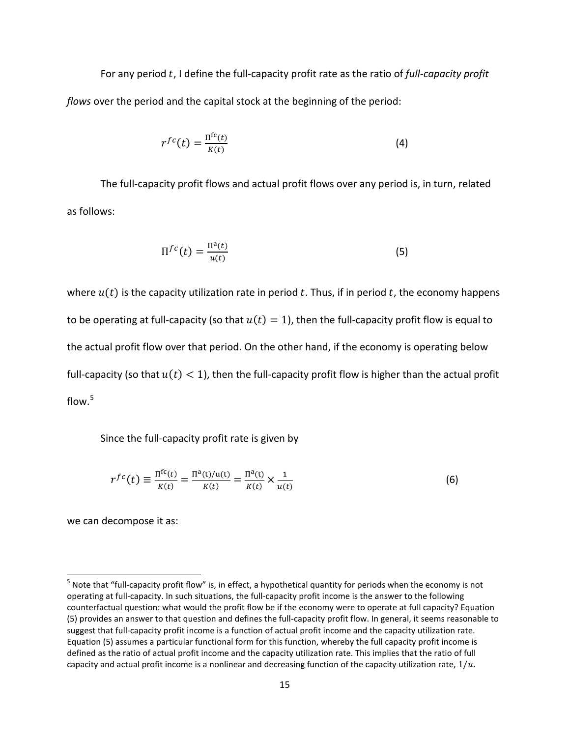For any period $t$, I define the full-capacity profit rate as the ratio of *full-capacity profit flows* over the period and the capital stock at the beginning of the period:

$$r^{fc}(t) = \frac{\Pi^{\mathrm{fc}}(t)}{K(t)} \tag{4}$$

The full-capacity profit flows and actual profit flows over any period is, in turn, related as follows:

$$\Pi^{fc}(t) = \frac{\Pi^{\mathrm{a}}(t)}{u(t)} \tag{5}$$

where $u(t)$ is the capacity utilization rate in period $t$. Thus, if in period $t$, the economy happens to be operating at full-capacity (so that $u(t) = 1$), then the full-capacity profit flow is equal to the actual profit flow over that period. On the other hand, if the economy is operating below full-capacity (so that $u(t) < 1$), then the full-capacity profit flow is higher than the actual profit flow.[5]

Since the full-capacity profit rate is given by

$$r^{fc}(t) \equiv \frac{\Pi^{\mathrm{fc}}(t)}{K(t)} = \frac{\Pi^{\mathrm{a}}(t)/\mathrm{u}(t)}{K(t)} = \frac{\Pi^{\mathrm{a}}(t)}{K(t)} \times \frac{1}{u(t)} \tag{6}$$

we can decompose it as:

[5] Note that "full-capacity profit flow" is, in effect, a hypothetical quantity for periods when the economy is not operating at full-capacity. In such situations, the full-capacity profit income is the answer to the following counterfactual question: what would the profit flow be if the economy were to operate at full capacity? Equation (5) provides an answer to that question and defines the full-capacity profit flow. In general, it seems reasonable to suggest that full-capacity profit income is a function of actual profit income and the capacity utilization rate. Equation (5) assumes a particular functional form for this function, whereby the full capacity profit income is defined as the ratio of actual profit income and the capacity utilization rate. This implies that the ratio of full capacity and actual profit income is a nonlinear and decreasing function of the capacity utilization rate, $1/u$.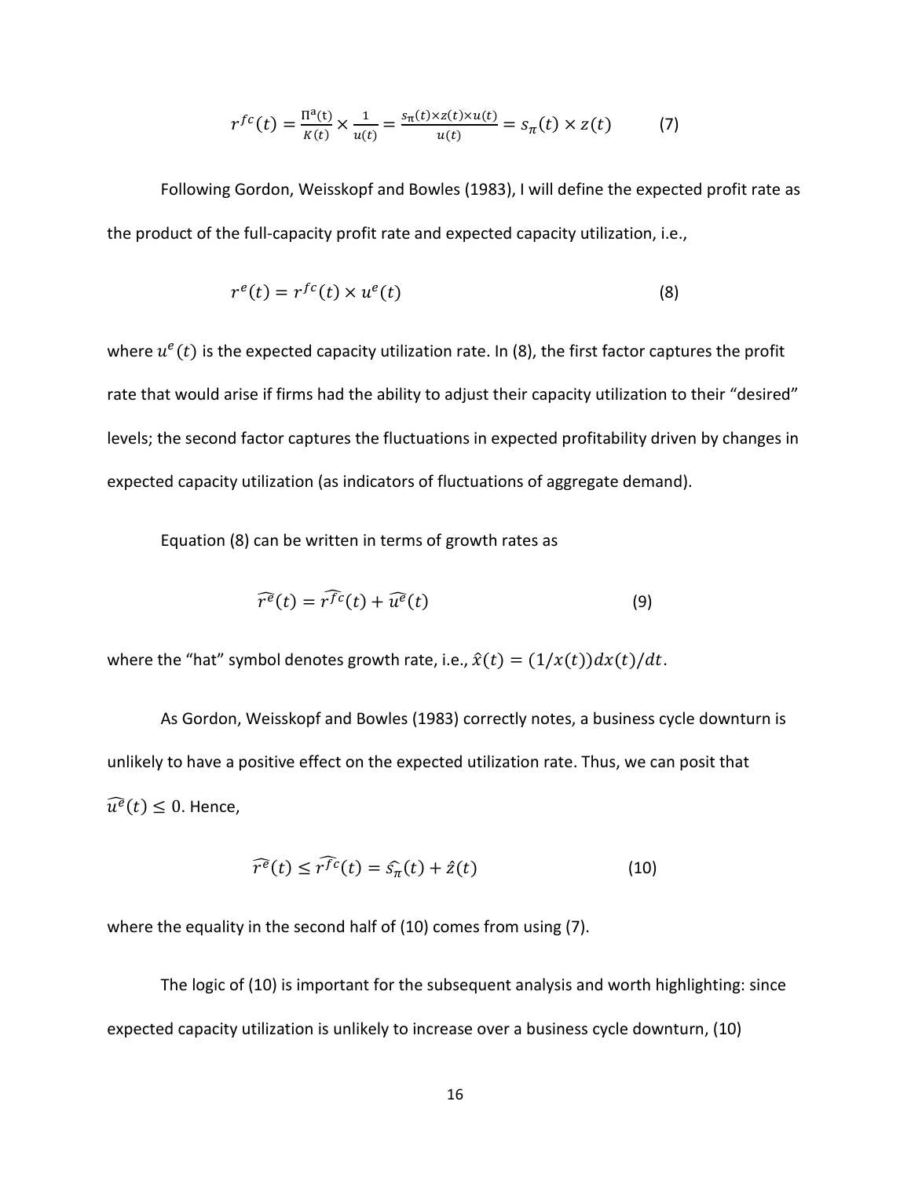$$r^{fc}(t) = \frac{\Pi^a(t)}{K(t)} \times \frac{1}{u(t)} = \frac{s_\pi(t) \times z(t) \times u(t)}{u(t)} = s_\pi(t) \times z(t) \qquad (7)$$

Following Gordon, Weisskopf and Bowles (1983), I will define the expected profit rate as the product of the full-capacity profit rate and expected capacity utilization, i.e.,

$$r^e(t) = r^{fc}(t) \times u^e(t) \qquad (8)$$

where $u^e(t)$ is the expected capacity utilization rate. In (8), the first factor captures the profit rate that would arise if firms had the ability to adjust their capacity utilization to their "desired" levels; the second factor captures the fluctuations in expected profitability driven by changes in expected capacity utilization (as indicators of fluctuations of aggregate demand).

Equation (8) can be written in terms of growth rates as

$$\widehat{r^e}(t) = \widehat{r^{fc}}(t) + \widehat{u^e}(t) \qquad (9)$$

where the "hat" symbol denotes growth rate, i.e., $\hat{x}(t) = (1/x(t))dx(t)/dt$.

As Gordon, Weisskopf and Bowles (1983) correctly notes, a business cycle downturn is unlikely to have a positive effect on the expected utilization rate. Thus, we can posit that $\widehat{u^e}(t) \leq 0$. Hence,

$$\widehat{r^e}(t) \leq \widehat{r^{fc}}(t) = \widehat{s_\pi}(t) + \hat{z}(t) \qquad (10)$$

where the equality in the second half of (10) comes from using (7).

The logic of (10) is important for the subsequent analysis and worth highlighting: since expected capacity utilization is unlikely to increase over a business cycle downturn, (10)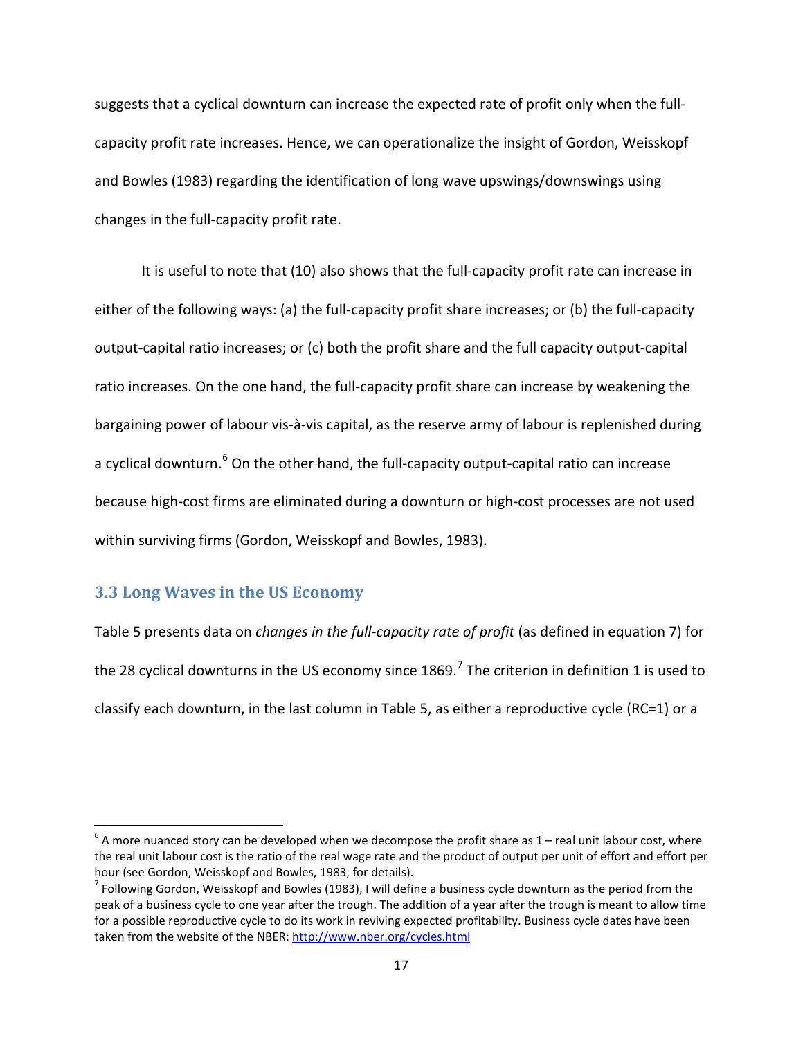suggests that a cyclical downturn can increase the expected rate of profit only when the full-capacity profit rate increases. Hence, we can operationalize the insight of Gordon, Weisskopf and Bowles (1983) regarding the identification of long wave upswings/downswings using changes in the full-capacity profit rate.

It is useful to note that (10) also shows that the full-capacity profit rate can increase in either of the following ways: (a) the full-capacity profit share increases; or (b) the full-capacity output-capital ratio increases; or (c) both the profit share and the full capacity output-capital ratio increases. On the one hand, the full-capacity profit share can increase by weakening the bargaining power of labour vis-à-vis capital, as the reserve army of labour is replenished during a cyclical downturn.[6] On the other hand, the full-capacity output-capital ratio can increase because high-cost firms are eliminated during a downturn or high-cost processes are not used within surviving firms (Gordon, Weisskopf and Bowles, 1983).

### 3.3 Long Waves in the US Economy

Table 5 presents data on *changes in the full-capacity rate of profit* (as defined in equation 7) for the 28 cyclical downturns in the US economy since 1869.[7] The criterion in definition 1 is used to classify each downturn, in the last column in Table 5, as either a reproductive cycle (RC=1) or a

---

[6] A more nuanced story can be developed when we decompose the profit share as 1 – real unit labour cost, where the real unit labour cost is the ratio of the real wage rate and the product of output per unit of effort and effort per hour (see Gordon, Weisskopf and Bowles, 1983, for details).

[7] Following Gordon, Weisskopf and Bowles (1983), I will define a business cycle downturn as the period from the peak of a business cycle to one year after the trough. The addition of a year after the trough is meant to allow time for a possible reproductive cycle to do its work in reviving expected profitability. Business cycle dates have been taken from the website of the NBER: http://www.nber.org/cycles.html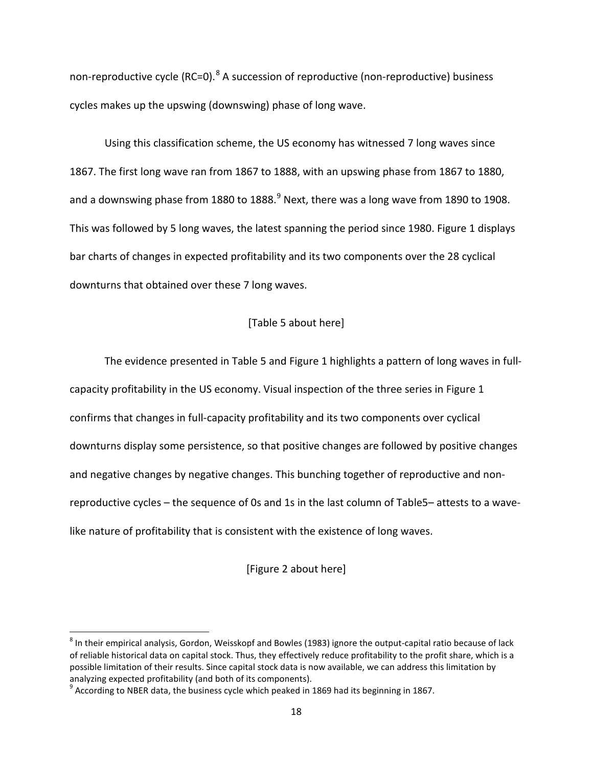non-reproductive cycle (RC=0).[8] A succession of reproductive (non-reproductive) business cycles makes up the upswing (downswing) phase of long wave.

Using this classification scheme, the US economy has witnessed 7 long waves since 1867. The first long wave ran from 1867 to 1888, with an upswing phase from 1867 to 1880, and a downswing phase from 1880 to 1888.[9] Next, there was a long wave from 1890 to 1908. This was followed by 5 long waves, the latest spanning the period since 1980. Figure 1 displays bar charts of changes in expected profitability and its two components over the 28 cyclical downturns that obtained over these 7 long waves.

[Table 5 about here]

The evidence presented in Table 5 and Figure 1 highlights a pattern of long waves in full-capacity profitability in the US economy. Visual inspection of the three series in Figure 1 confirms that changes in full-capacity profitability and its two components over cyclical downturns display some persistence, so that positive changes are followed by positive changes and negative changes by negative changes. This bunching together of reproductive and non-reproductive cycles – the sequence of 0s and 1s in the last column of Table5– attests to a wave-like nature of profitability that is consistent with the existence of long waves.

[Figure 2 about here]

[8] In their empirical analysis, Gordon, Weisskopf and Bowles (1983) ignore the output-capital ratio because of lack of reliable historical data on capital stock. Thus, they effectively reduce profitability to the profit share, which is a possible limitation of their results. Since capital stock data is now available, we can address this limitation by analyzing expected profitability (and both of its components).

[9] According to NBER data, the business cycle which peaked in 1869 had its beginning in 1867.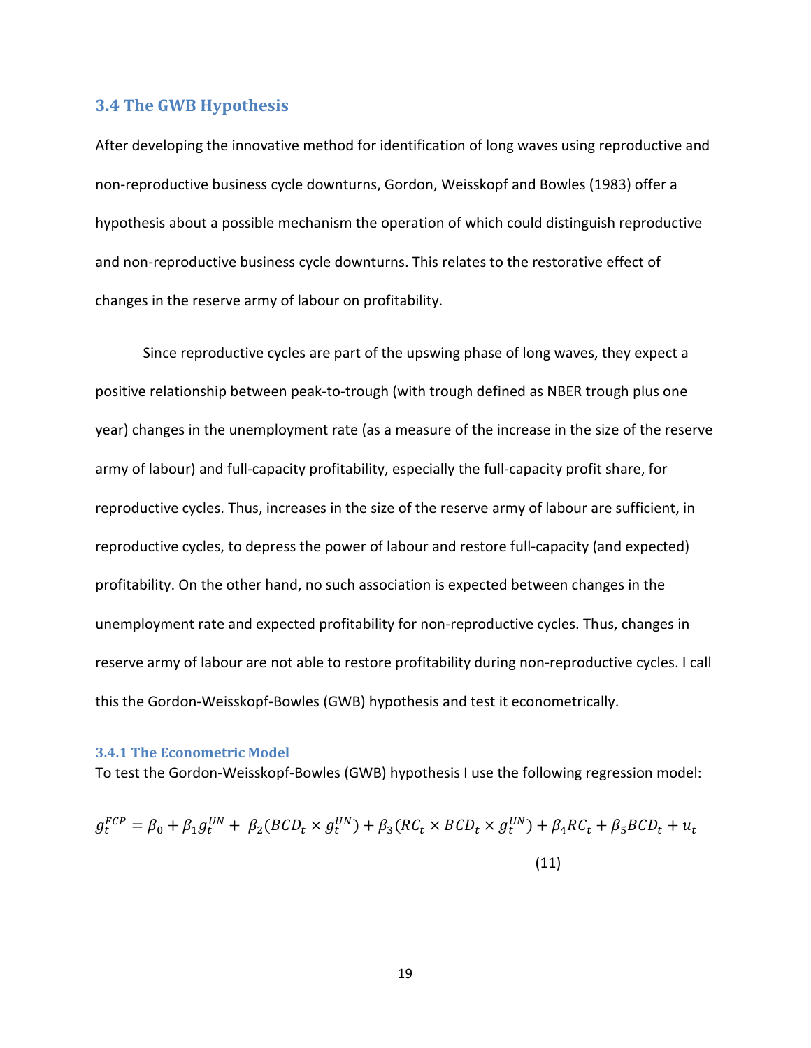## 3.4 The GWB Hypothesis

After developing the innovative method for identification of long waves using reproductive and non-reproductive business cycle downturns, Gordon, Weisskopf and Bowles (1983) offer a hypothesis about a possible mechanism the operation of which could distinguish reproductive and non-reproductive business cycle downturns. This relates to the restorative effect of changes in the reserve army of labour on profitability.

Since reproductive cycles are part of the upswing phase of long waves, they expect a positive relationship between peak-to-trough (with trough defined as NBER trough plus one year) changes in the unemployment rate (as a measure of the increase in the size of the reserve army of labour) and full-capacity profitability, especially the full-capacity profit share, for reproductive cycles. Thus, increases in the size of the reserve army of labour are sufficient, in reproductive cycles, to depress the power of labour and restore full-capacity (and expected) profitability. On the other hand, no such association is expected between changes in the unemployment rate and expected profitability for non-reproductive cycles. Thus, changes in reserve army of labour are not able to restore profitability during non-reproductive cycles. I call this the Gordon-Weisskopf-Bowles (GWB) hypothesis and test it econometrically.

### 3.4.1 The Econometric Model

To test the Gordon-Weisskopf-Bowles (GWB) hypothesis I use the following regression model:

$$g_t^{FCP} = \beta_0 + \beta_1 g_t^{UN} + \beta_2 (BCD_t \times g_t^{UN}) + \beta_3 (RC_t \times BCD_t \times g_t^{UN}) + \beta_4 RC_t + \beta_5 BCD_t + u_t \tag{11}$$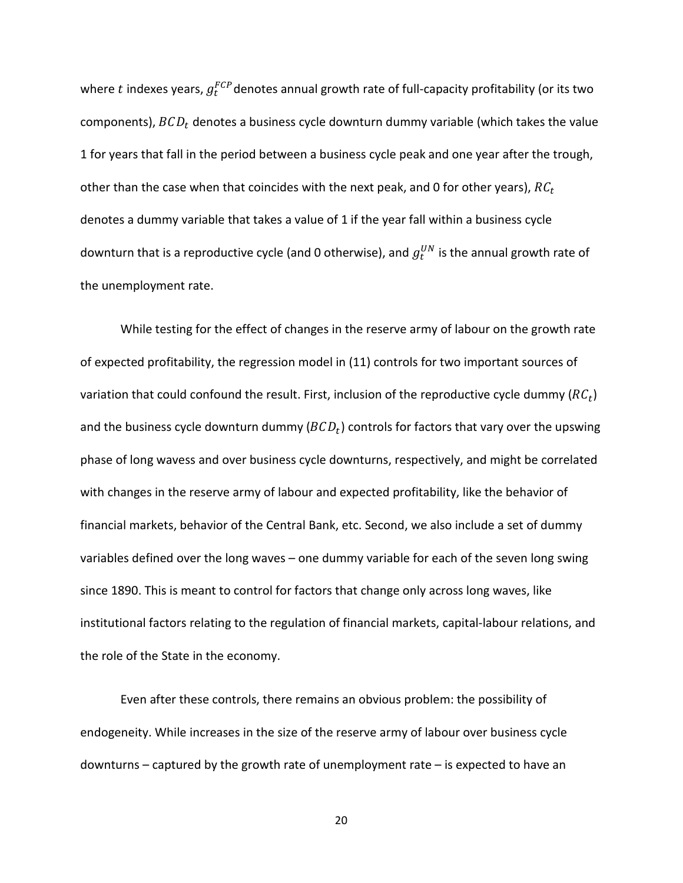where $t$ indexes years, $g_t^{FCP}$ denotes annual growth rate of full-capacity profitability (or its two components), $BCD_t$ denotes a business cycle downturn dummy variable (which takes the value 1 for years that fall in the period between a business cycle peak and one year after the trough, other than the case when that coincides with the next peak, and 0 for other years), $RC_t$ denotes a dummy variable that takes a value of 1 if the year fall within a business cycle downturn that is a reproductive cycle (and 0 otherwise), and $g_t^{UN}$ is the annual growth rate of the unemployment rate.

While testing for the effect of changes in the reserve army of labour on the growth rate of expected profitability, the regression model in (11) controls for two important sources of variation that could confound the result. First, inclusion of the reproductive cycle dummy ($RC_t$) and the business cycle downturn dummy ($BCD_t$) controls for factors that vary over the upswing phase of long wavess and over business cycle downturns, respectively, and might be correlated with changes in the reserve army of labour and expected profitability, like the behavior of financial markets, behavior of the Central Bank, etc. Second, we also include a set of dummy variables defined over the long waves – one dummy variable for each of the seven long swing since 1890. This is meant to control for factors that change only across long waves, like institutional factors relating to the regulation of financial markets, capital-labour relations, and the role of the State in the economy.

Even after these controls, there remains an obvious problem: the possibility of endogeneity. While increases in the size of the reserve army of labour over business cycle downturns – captured by the growth rate of unemployment rate – is expected to have an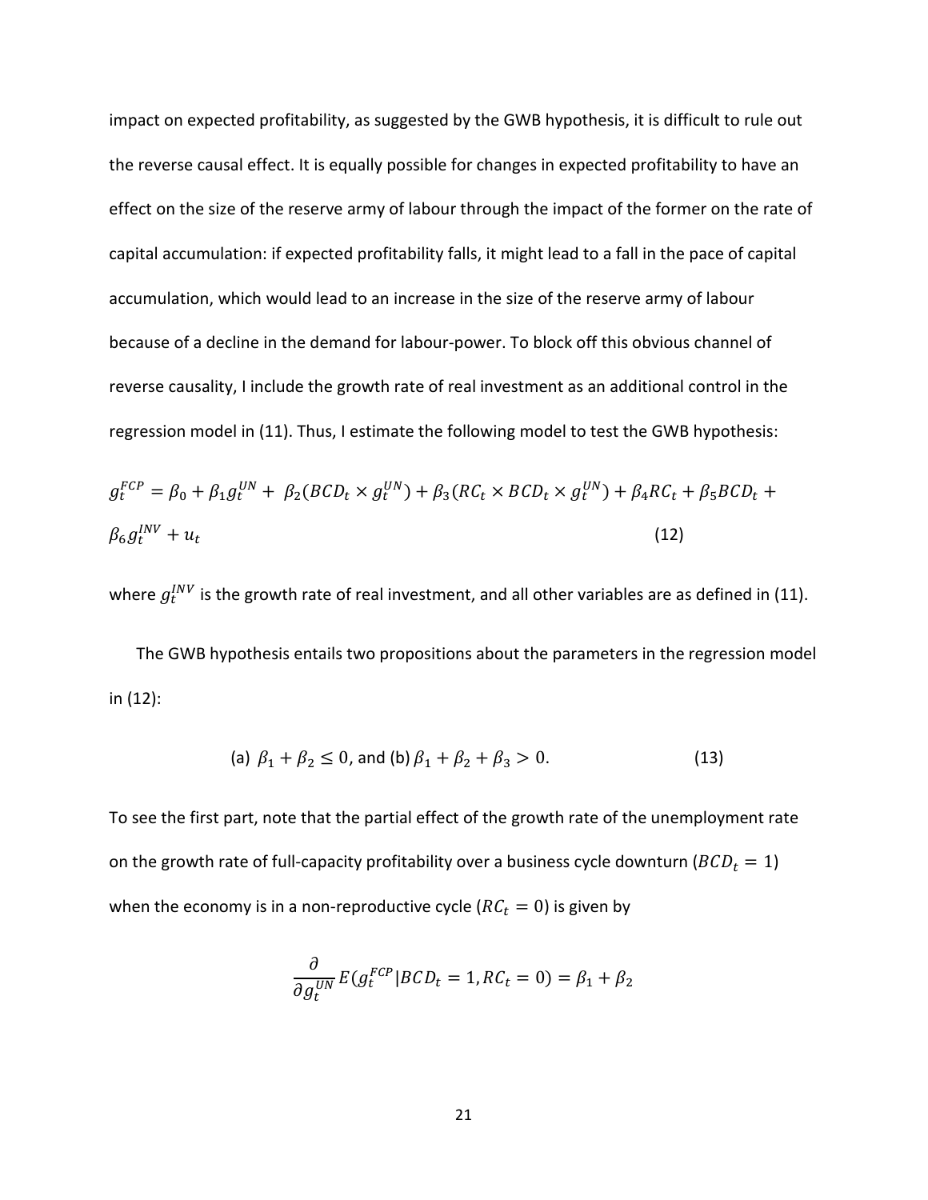impact on expected profitability, as suggested by the GWB hypothesis, it is difficult to rule out the reverse causal effect. It is equally possible for changes in expected profitability to have an effect on the size of the reserve army of labour through the impact of the former on the rate of capital accumulation: if expected profitability falls, it might lead to a fall in the pace of capital accumulation, which would lead to an increase in the size of the reserve army of labour because of a decline in the demand for labour-power. To block off this obvious channel of reverse causality, I include the growth rate of real investment as an additional control in the regression model in (11). Thus, I estimate the following model to test the GWB hypothesis:

$$g_t^{FCP} = \beta_0 + \beta_1 g_t^{UN} + \beta_2 (BCD_t \times g_t^{UN}) + \beta_3 (RC_t \times BCD_t \times g_t^{UN}) + \beta_4 RC_t + \beta_5 BCD_t + \beta_6 g_t^{INV} + u_t \tag{12}$$

where $g_t^{INV}$ is the growth rate of real investment, and all other variables are as defined in (11).

The GWB hypothesis entails two propositions about the parameters in the regression model in (12):

$$\text{(a) } \beta_1 + \beta_2 \leq 0, \text{ and (b) } \beta_1 + \beta_2 + \beta_3 > 0. \tag{13}$$

To see the first part, note that the partial effect of the growth rate of the unemployment rate on the growth rate of full-capacity profitability over a business cycle downturn ($BCD_t = 1$) when the economy is in a non-reproductive cycle ($RC_t = 0$) is given by

$$\frac{\partial}{\partial g_t^{UN}} E(g_t^{FCP} | BCD_t = 1, RC_t = 0) = \beta_1 + \beta_2$$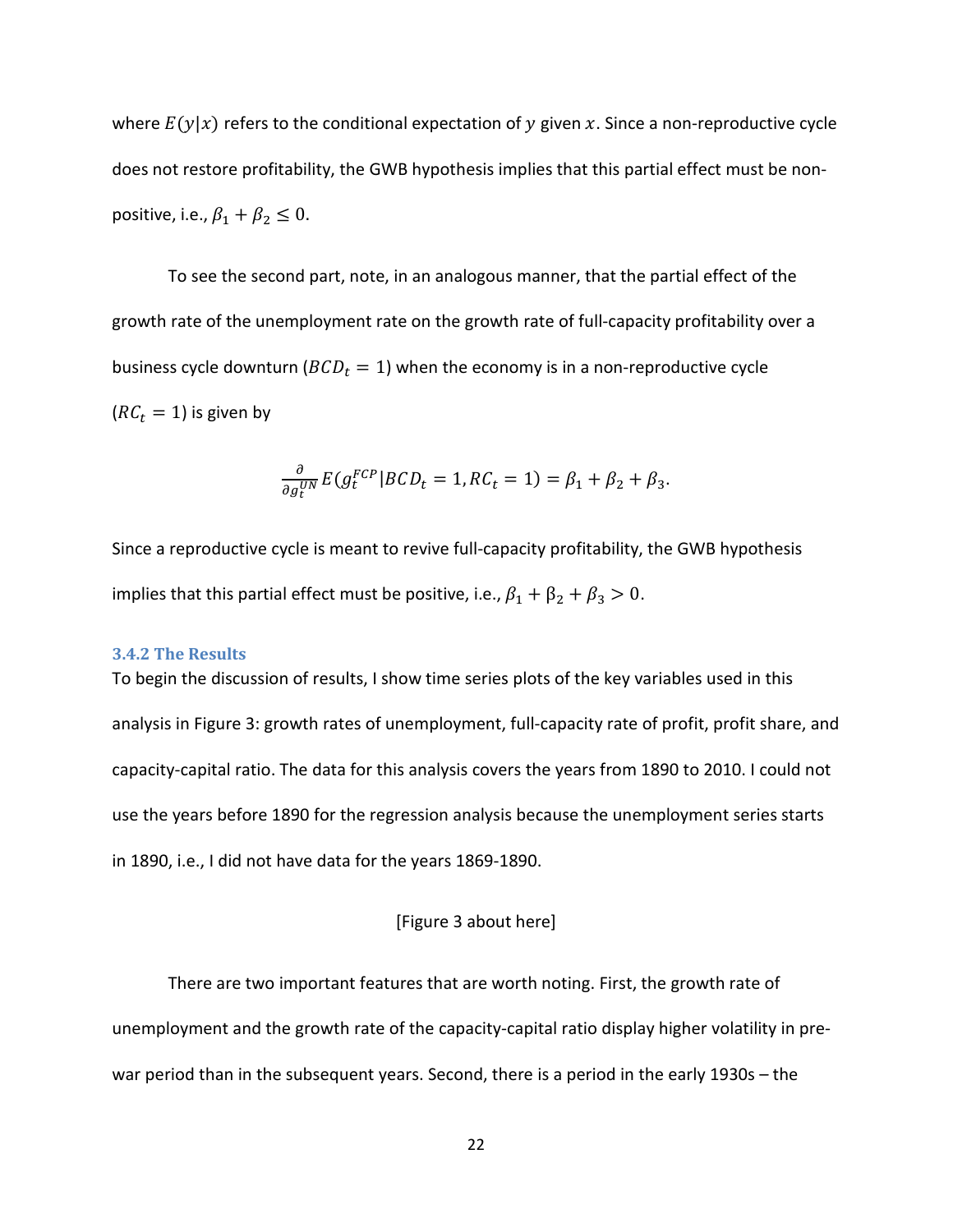where $E(y|x)$ refers to the conditional expectation of $y$ given $x$. Since a non-reproductive cycle does not restore profitability, the GWB hypothesis implies that this partial effect must be non-positive, i.e., $\beta_1 + \beta_2 \leq 0$.

To see the second part, note, in an analogous manner, that the partial effect of the growth rate of the unemployment rate on the growth rate of full-capacity profitability over a business cycle downturn ($BCD_t = 1$) when the economy is in a non-reproductive cycle ($RC_t = 1$) is given by

$$\frac{\partial}{\partial g_t^{UN}} E(g_t^{FCP} | BCD_t = 1, RC_t = 1) = \beta_1 + \beta_2 + \beta_3.$$

Since a reproductive cycle is meant to revive full-capacity profitability, the GWB hypothesis implies that this partial effect must be positive, i.e., $\beta_1 + \beta_2 + \beta_3 > 0$.

### 3.4.2 The Results

To begin the discussion of results, I show time series plots of the key variables used in this analysis in Figure 3: growth rates of unemployment, full-capacity rate of profit, profit share, and capacity-capital ratio. The data for this analysis covers the years from 1890 to 2010. I could not use the years before 1890 for the regression analysis because the unemployment series starts in 1890, i.e., I did not have data for the years 1869-1890.

[Figure 3 about here]

There are two important features that are worth noting. First, the growth rate of unemployment and the growth rate of the capacity-capital ratio display higher volatility in pre-war period than in the subsequent years. Second, there is a period in the early 1930s – the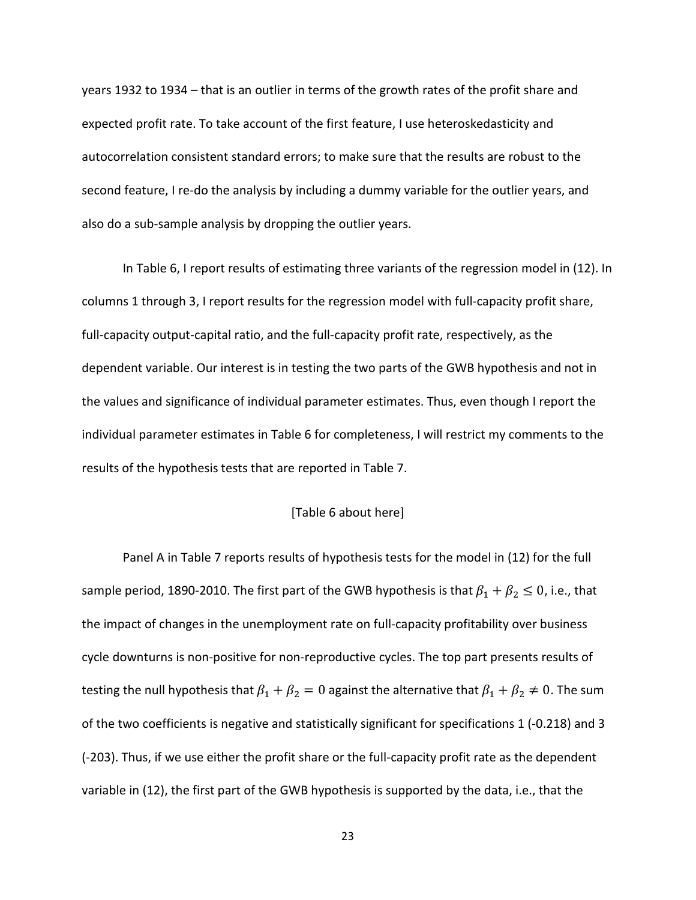years 1932 to 1934 – that is an outlier in terms of the growth rates of the profit share and expected profit rate. To take account of the first feature, I use heteroskedasticity and autocorrelation consistent standard errors; to make sure that the results are robust to the second feature, I re-do the analysis by including a dummy variable for the outlier years, and also do a sub-sample analysis by dropping the outlier years.

In Table 6, I report results of estimating three variants of the regression model in (12). In columns 1 through 3, I report results for the regression model with full-capacity profit share, full-capacity output-capital ratio, and the full-capacity profit rate, respectively, as the dependent variable. Our interest is in testing the two parts of the GWB hypothesis and not in the values and significance of individual parameter estimates. Thus, even though I report the individual parameter estimates in Table 6 for completeness, I will restrict my comments to the results of the hypothesis tests that are reported in Table 7.

[Table 6 about here]

Panel A in Table 7 reports results of hypothesis tests for the model in (12) for the full sample period, 1890-2010. The first part of the GWB hypothesis is that $\beta_1 + \beta_2 \leq 0$, i.e., that the impact of changes in the unemployment rate on full-capacity profitability over business cycle downturns is non-positive for non-reproductive cycles. The top part presents results of testing the null hypothesis that $\beta_1 + \beta_2 = 0$ against the alternative that $\beta_1 + \beta_2 \neq 0$. The sum of the two coefficients is negative and statistically significant for specifications 1 (-0.218) and 3 (-203). Thus, if we use either the profit share or the full-capacity profit rate as the dependent variable in (12), the first part of the GWB hypothesis is supported by the data, i.e., that the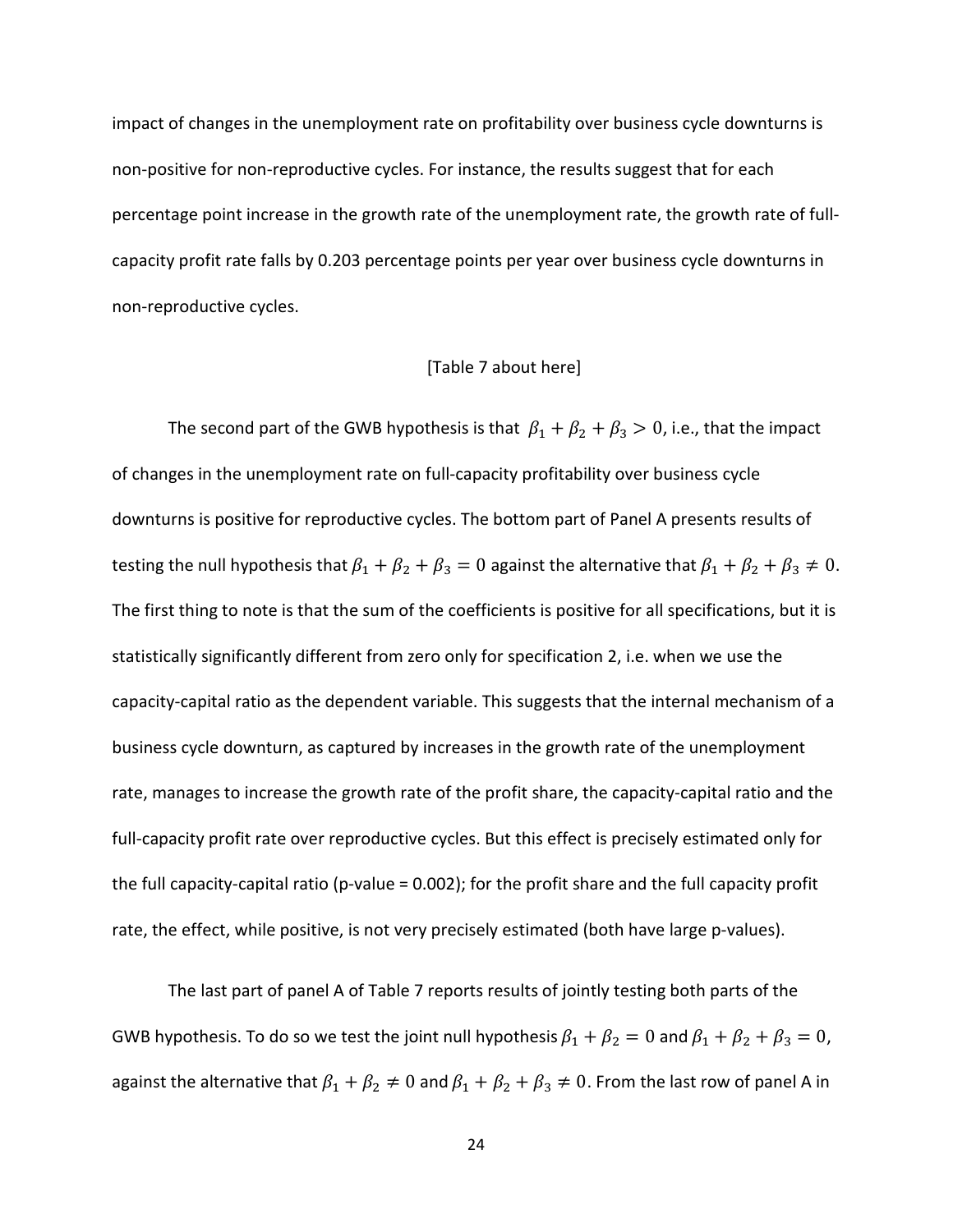impact of changes in the unemployment rate on profitability over business cycle downturns is non-positive for non-reproductive cycles. For instance, the results suggest that for each percentage point increase in the growth rate of the unemployment rate, the growth rate of full-capacity profit rate falls by 0.203 percentage points per year over business cycle downturns in non-reproductive cycles.

[Table 7 about here]

The second part of the GWB hypothesis is that $\beta_1 + \beta_2 + \beta_3 > 0$, i.e., that the impact of changes in the unemployment rate on full-capacity profitability over business cycle downturns is positive for reproductive cycles. The bottom part of Panel A presents results of testing the null hypothesis that $\beta_1 + \beta_2 + \beta_3 = 0$ against the alternative that $\beta_1 + \beta_2 + \beta_3 \neq 0$. The first thing to note is that the sum of the coefficients is positive for all specifications, but it is statistically significantly different from zero only for specification 2, i.e. when we use the capacity-capital ratio as the dependent variable. This suggests that the internal mechanism of a business cycle downturn, as captured by increases in the growth rate of the unemployment rate, manages to increase the growth rate of the profit share, the capacity-capital ratio and the full-capacity profit rate over reproductive cycles. But this effect is precisely estimated only for the full capacity-capital ratio (p-value = 0.002); for the profit share and the full capacity profit rate, the effect, while positive, is not very precisely estimated (both have large p-values).

The last part of panel A of Table 7 reports results of jointly testing both parts of the GWB hypothesis. To do so we test the joint null hypothesis $\beta_1 + \beta_2 = 0$ and $\beta_1 + \beta_2 + \beta_3 = 0$, against the alternative that $\beta_1 + \beta_2 \neq 0$ and $\beta_1 + \beta_2 + \beta_3 \neq 0$. From the last row of panel A in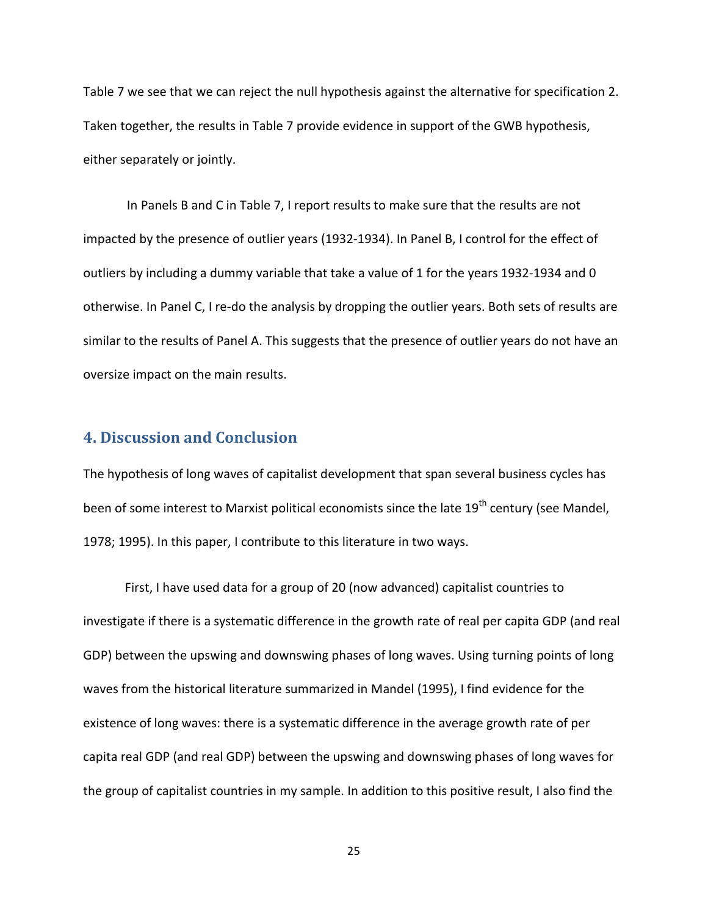Table 7 we see that we can reject the null hypothesis against the alternative for specification 2. Taken together, the results in Table 7 provide evidence in support of the GWB hypothesis, either separately or jointly.

In Panels B and C in Table 7, I report results to make sure that the results are not impacted by the presence of outlier years (1932-1934). In Panel B, I control for the effect of outliers by including a dummy variable that take a value of 1 for the years 1932-1934 and 0 otherwise. In Panel C, I re-do the analysis by dropping the outlier years. Both sets of results are similar to the results of Panel A. This suggests that the presence of outlier years do not have an oversize impact on the main results.

## 4. Discussion and Conclusion

The hypothesis of long waves of capitalist development that span several business cycles has been of some interest to Marxist political economists since the late 19th century (see Mandel, 1978; 1995). In this paper, I contribute to this literature in two ways.

First, I have used data for a group of 20 (now advanced) capitalist countries to investigate if there is a systematic difference in the growth rate of real per capita GDP (and real GDP) between the upswing and downswing phases of long waves. Using turning points of long waves from the historical literature summarized in Mandel (1995), I find evidence for the existence of long waves: there is a systematic difference in the average growth rate of per capita real GDP (and real GDP) between the upswing and downswing phases of long waves for the group of capitalist countries in my sample. In addition to this positive result, I also find the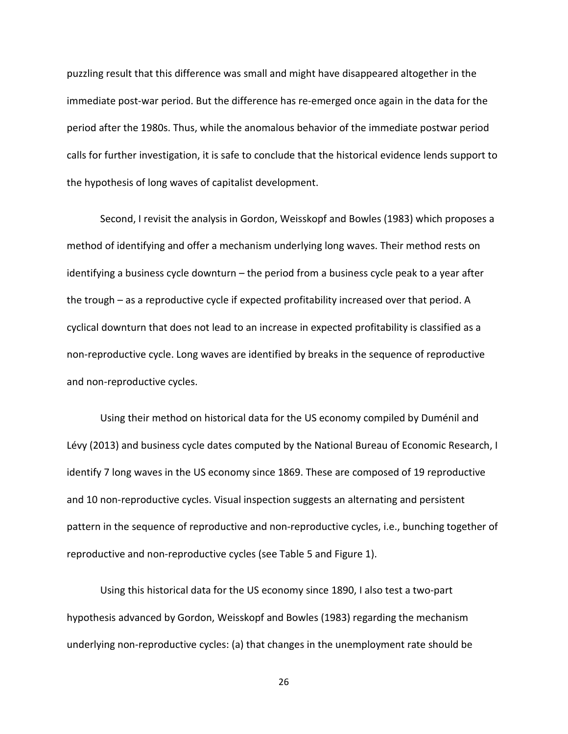puzzling result that this difference was small and might have disappeared altogether in the immediate post-war period. But the difference has re-emerged once again in the data for the period after the 1980s. Thus, while the anomalous behavior of the immediate postwar period calls for further investigation, it is safe to conclude that the historical evidence lends support to the hypothesis of long waves of capitalist development.

Second, I revisit the analysis in Gordon, Weisskopf and Bowles (1983) which proposes a method of identifying and offer a mechanism underlying long waves. Their method rests on identifying a business cycle downturn – the period from a business cycle peak to a year after the trough – as a reproductive cycle if expected profitability increased over that period. A cyclical downturn that does not lead to an increase in expected profitability is classified as a non-reproductive cycle. Long waves are identified by breaks in the sequence of reproductive and non-reproductive cycles.

Using their method on historical data for the US economy compiled by Duménil and Lévy (2013) and business cycle dates computed by the National Bureau of Economic Research, I identify 7 long waves in the US economy since 1869. These are composed of 19 reproductive and 10 non-reproductive cycles. Visual inspection suggests an alternating and persistent pattern in the sequence of reproductive and non-reproductive cycles, i.e., bunching together of reproductive and non-reproductive cycles (see Table 5 and Figure 1).

Using this historical data for the US economy since 1890, I also test a two-part hypothesis advanced by Gordon, Weisskopf and Bowles (1983) regarding the mechanism underlying non-reproductive cycles: (a) that changes in the unemployment rate should be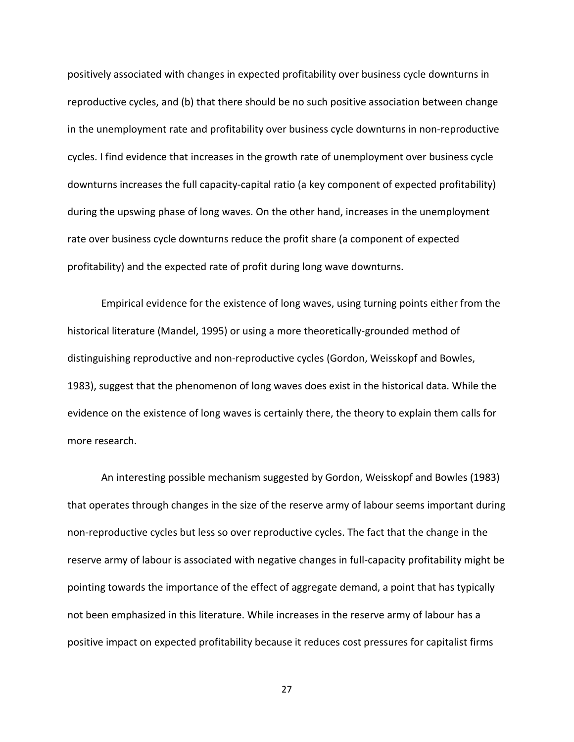positively associated with changes in expected profitability over business cycle downturns in reproductive cycles, and (b) that there should be no such positive association between change in the unemployment rate and profitability over business cycle downturns in non-reproductive cycles. I find evidence that increases in the growth rate of unemployment over business cycle downturns increases the full capacity-capital ratio (a key component of expected profitability) during the upswing phase of long waves. On the other hand, increases in the unemployment rate over business cycle downturns reduce the profit share (a component of expected profitability) and the expected rate of profit during long wave downturns.

Empirical evidence for the existence of long waves, using turning points either from the historical literature (Mandel, 1995) or using a more theoretically-grounded method of distinguishing reproductive and non-reproductive cycles (Gordon, Weisskopf and Bowles, 1983), suggest that the phenomenon of long waves does exist in the historical data. While the evidence on the existence of long waves is certainly there, the theory to explain them calls for more research.

An interesting possible mechanism suggested by Gordon, Weisskopf and Bowles (1983) that operates through changes in the size of the reserve army of labour seems important during non-reproductive cycles but less so over reproductive cycles. The fact that the change in the reserve army of labour is associated with negative changes in full-capacity profitability might be pointing towards the importance of the effect of aggregate demand, a point that has typically not been emphasized in this literature. While increases in the reserve army of labour has a positive impact on expected profitability because it reduces cost pressures for capitalist firms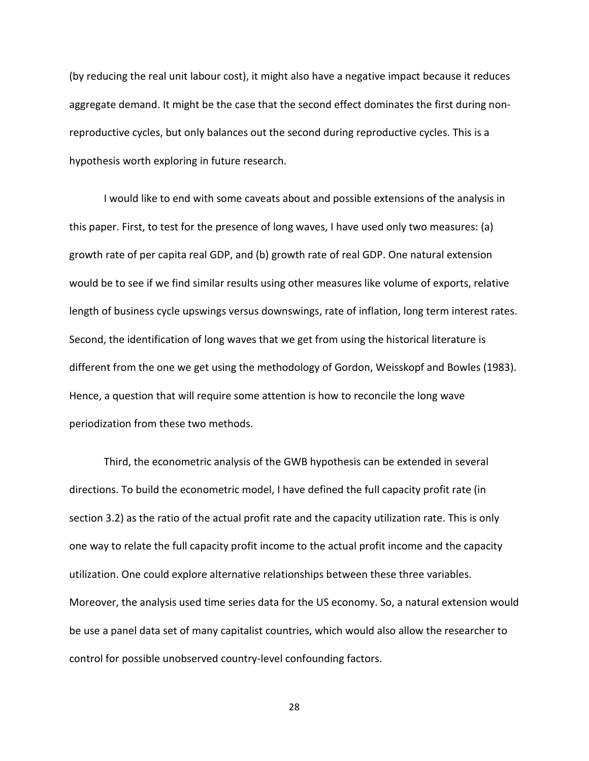(by reducing the real unit labour cost), it might also have a negative impact because it reduces aggregate demand. It might be the case that the second effect dominates the first during non-reproductive cycles, but only balances out the second during reproductive cycles. This is a hypothesis worth exploring in future research.

I would like to end with some caveats about and possible extensions of the analysis in this paper. First, to test for the presence of long waves, I have used only two measures: (a) growth rate of per capita real GDP, and (b) growth rate of real GDP. One natural extension would be to see if we find similar results using other measures like volume of exports, relative length of business cycle upswings versus downswings, rate of inflation, long term interest rates. Second, the identification of long waves that we get from using the historical literature is different from the one we get using the methodology of Gordon, Weisskopf and Bowles (1983). Hence, a question that will require some attention is how to reconcile the long wave periodization from these two methods.

Third, the econometric analysis of the GWB hypothesis can be extended in several directions. To build the econometric model, I have defined the full capacity profit rate (in section 3.2) as the ratio of the actual profit rate and the capacity utilization rate. This is only one way to relate the full capacity profit income to the actual profit income and the capacity utilization. One could explore alternative relationships between these three variables. Moreover, the analysis used time series data for the US economy. So, a natural extension would be use a panel data set of many capitalist countries, which would also allow the researcher to control for possible unobserved country-level confounding factors.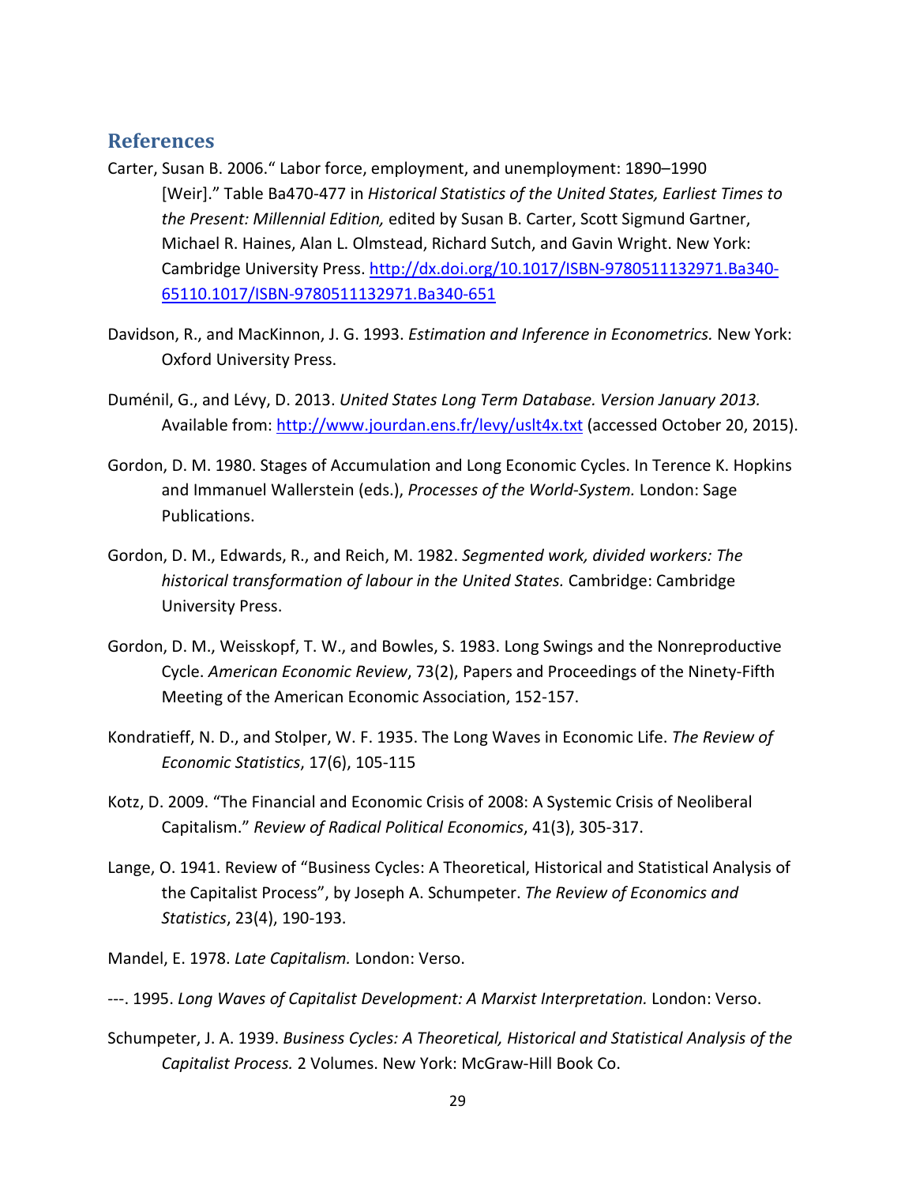## References

Carter, Susan B. 2006.“ Labor force, employment, and unemployment: 1890–1990 [Weir].” Table Ba470-477 in *Historical Statistics of the United States, Earliest Times to the Present: Millennial Edition,* edited by Susan B. Carter, Scott Sigmund Gartner, Michael R. Haines, Alan L. Olmstead, Richard Sutch, and Gavin Wright. New York: Cambridge University Press. http://dx.doi.org/10.1017/ISBN-9780511132971.Ba340-65110.1017/ISBN-9780511132971.Ba340-651

Davidson, R., and MacKinnon, J. G. 1993. *Estimation and Inference in Econometrics.* New York: Oxford University Press.

Duménil, G., and Lévy, D. 2013. *United States Long Term Database. Version January 2013.* Available from: http://www.jourdan.ens.fr/levy/uslt4x.txt (accessed October 20, 2015).

Gordon, D. M. 1980. Stages of Accumulation and Long Economic Cycles. In Terence K. Hopkins and Immanuel Wallerstein (eds.), *Processes of the World-System.* London: Sage Publications.

Gordon, D. M., Edwards, R., and Reich, M. 1982. *Segmented work, divided workers: The historical transformation of labour in the United States.* Cambridge: Cambridge University Press.

Gordon, D. M., Weisskopf, T. W., and Bowles, S. 1983. Long Swings and the Nonreproductive Cycle. *American Economic Review*, 73(2), Papers and Proceedings of the Ninety-Fifth Meeting of the American Economic Association, 152-157.

Kondratieff, N. D., and Stolper, W. F. 1935. The Long Waves in Economic Life. *The Review of Economic Statistics*, 17(6), 105-115

Kotz, D. 2009. “The Financial and Economic Crisis of 2008: A Systemic Crisis of Neoliberal Capitalism.” *Review of Radical Political Economics*, 41(3), 305-317.

Lange, O. 1941. Review of “Business Cycles: A Theoretical, Historical and Statistical Analysis of the Capitalist Process”, by Joseph A. Schumpeter. *The Review of Economics and Statistics*, 23(4), 190-193.

Mandel, E. 1978. *Late Capitalism.* London: Verso.

---. 1995. *Long Waves of Capitalist Development: A Marxist Interpretation.* London: Verso.

Schumpeter, J. A. 1939. *Business Cycles: A Theoretical, Historical and Statistical Analysis of the Capitalist Process.* 2 Volumes. New York: McGraw-Hill Book Co.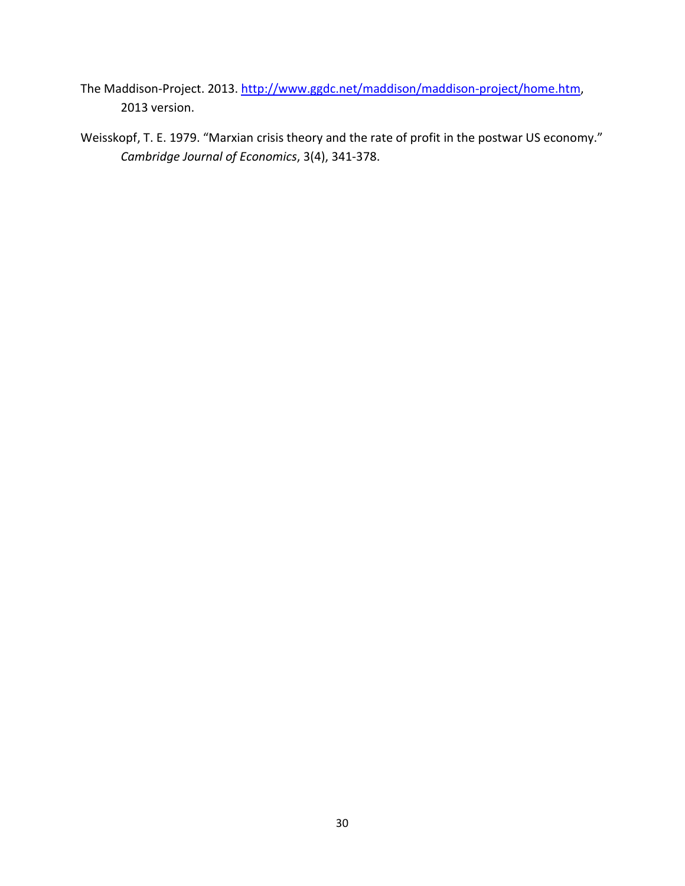The Maddison-Project. 2013. [http://www.ggdc.net/maddison/maddison-project/home.htm](http://www.ggdc.net/maddison/maddison-project/home.htm), 2013 version.

Weisskopf, T. E. 1979. "Marxian crisis theory and the rate of profit in the postwar US economy." *Cambridge Journal of Economics*, 3(4), 341-378.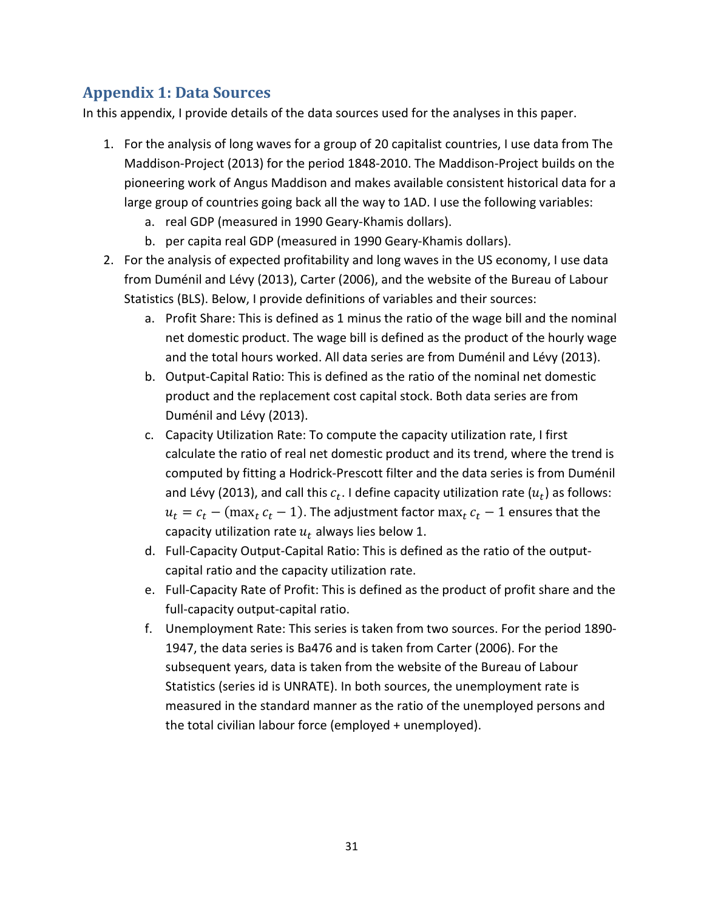## Appendix 1: Data Sources

In this appendix, I provide details of the data sources used for the analyses in this paper.

1. For the analysis of long waves for a group of 20 capitalist countries, I use data from The Maddison-Project (2013) for the period 1848-2010. The Maddison-Project builds on the pioneering work of Angus Maddison and makes available consistent historical data for a large group of countries going back all the way to 1AD. I use the following variables:
    a. real GDP (measured in 1990 Geary-Khamis dollars).
    b. per capita real GDP (measured in 1990 Geary-Khamis dollars).
2. For the analysis of expected profitability and long waves in the US economy, I use data from Duménil and Lévy (2013), Carter (2006), and the website of the Bureau of Labour Statistics (BLS). Below, I provide definitions of variables and their sources:
    a. Profit Share: This is defined as 1 minus the ratio of the wage bill and the nominal net domestic product. The wage bill is defined as the product of the hourly wage and the total hours worked. All data series are from Duménil and Lévy (2013).
    b. Output-Capital Ratio: This is defined as the ratio of the nominal net domestic product and the replacement cost capital stock. Both data series are from Duménil and Lévy (2013).
    c. Capacity Utilization Rate: To compute the capacity utilization rate, I first calculate the ratio of real net domestic product and its trend, where the trend is computed by fitting a Hodrick-Prescott filter and the data series is from Duménil and Lévy (2013), and call this $c_t$. I define capacity utilization rate ($u_t$) as follows: $u_t = c_t - (\max_t c_t - 1)$. The adjustment factor $\max_t c_t - 1$ ensures that the capacity utilization rate $u_t$ always lies below 1.
    d. Full-Capacity Output-Capital Ratio: This is defined as the ratio of the output-capital ratio and the capacity utilization rate.
    e. Full-Capacity Rate of Profit: This is defined as the product of profit share and the full-capacity output-capital ratio.
    f. Unemployment Rate: This series is taken from two sources. For the period 1890-1947, the data series is Ba476 and is taken from Carter (2006). For the subsequent years, data is taken from the website of the Bureau of Labour Statistics (series id is UNRATE). In both sources, the unemployment rate is measured in the standard manner as the ratio of the unemployed persons and the total civilian labour force (employed + unemployed).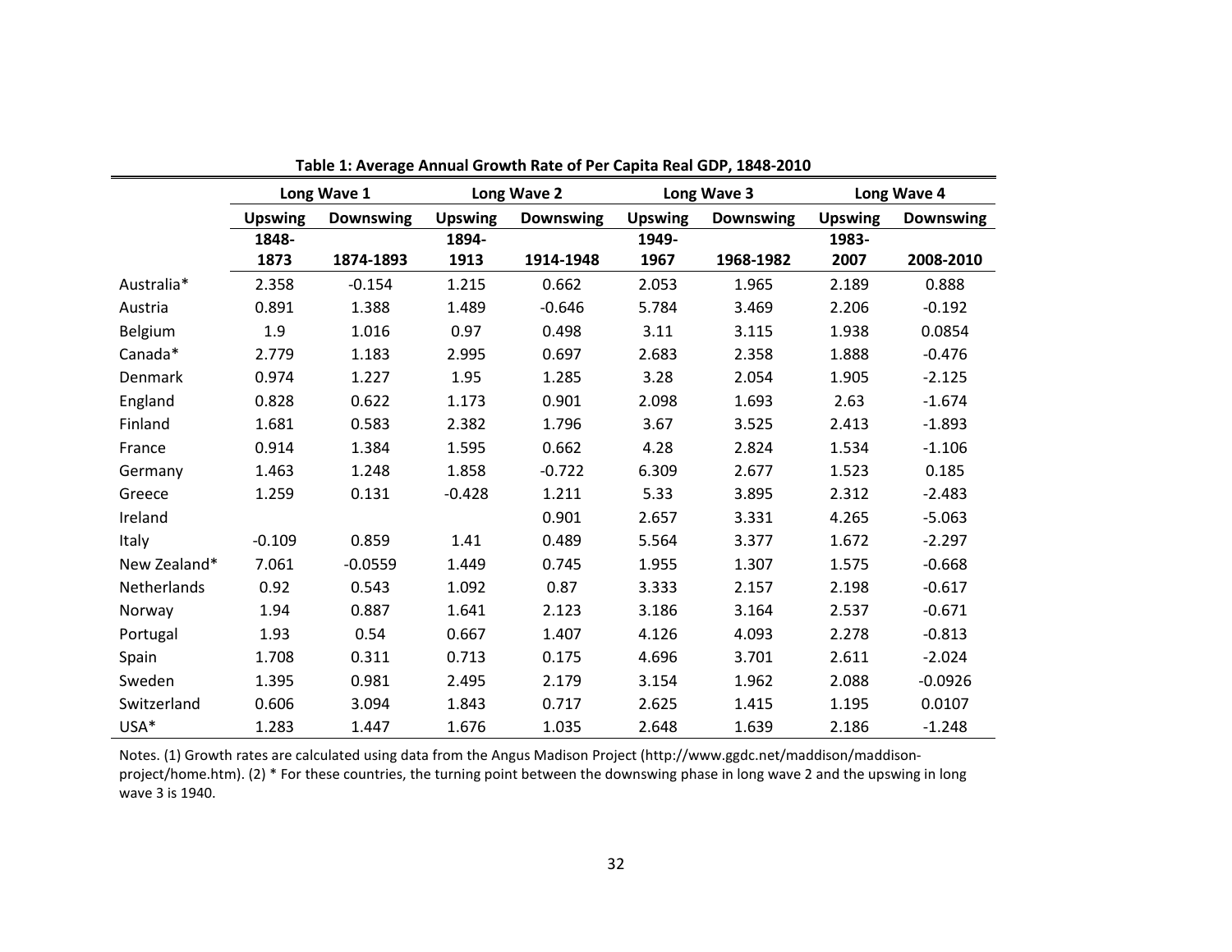**Table 1: Average Annual Growth Rate of Per Capita Real GDP, 1848-2010**

| | Long Wave 1 | | Long Wave 2 | | Long Wave 3 | | Long Wave 4 | |
|---|---|---|---|---|---|---|---|---|
| | Upswing | Downswing | Upswing | Downswing | Upswing | Downswing | Upswing | Downswing |
| | 1848-1873 | 1874-1893 | 1894-1913 | 1914-1948 | 1949-1967 | 1968-1982 | 1983-2007 | 2008-2010 |
| Australia* | 2.358 | -0.154 | 1.215 | 0.662 | 2.053 | 1.965 | 2.189 | 0.888 |
| Austria | 0.891 | 1.388 | 1.489 | -0.646 | 5.784 | 3.469 | 2.206 | -0.192 |
| Belgium | 1.9 | 1.016 | 0.97 | 0.498 | 3.11 | 3.115 | 1.938 | 0.0854 |
| Canada* | 2.779 | 1.183 | 2.995 | 0.697 | 2.683 | 2.358 | 1.888 | -0.476 |
| Denmark | 0.974 | 1.227 | 1.95 | 1.285 | 3.28 | 2.054 | 1.905 | -2.125 |
| England | 0.828 | 0.622 | 1.173 | 0.901 | 2.098 | 1.693 | 2.63 | -1.674 |
| Finland | 1.681 | 0.583 | 2.382 | 1.796 | 3.67 | 3.525 | 2.413 | -1.893 |
| France | 0.914 | 1.384 | 1.595 | 0.662 | 4.28 | 2.824 | 1.534 | -1.106 |
| Germany | 1.463 | 1.248 | 1.858 | -0.722 | 6.309 | 2.677 | 1.523 | 0.185 |
| Greece | 1.259 | 0.131 | -0.428 | 1.211 | 5.33 | 3.895 | 2.312 | -2.483 |
| Ireland | | | | 0.901 | 2.657 | 3.331 | 4.265 | -5.063 |
| Italy | -0.109 | 0.859 | 1.41 | 0.489 | 5.564 | 3.377 | 1.672 | -2.297 |
| New Zealand* | 7.061 | -0.0559 | 1.449 | 0.745 | 1.955 | 1.307 | 1.575 | -0.668 |
| Netherlands | 0.92 | 0.543 | 1.092 | 0.87 | 3.333 | 2.157 | 2.198 | -0.617 |
| Norway | 1.94 | 0.887 | 1.641 | 2.123 | 3.186 | 3.164 | 2.537 | -0.671 |
| Portugal | 1.93 | 0.54 | 0.667 | 1.407 | 4.126 | 4.093 | 2.278 | -0.813 |
| Spain | 1.708 | 0.311 | 0.713 | 0.175 | 4.696 | 3.701 | 2.611 | -2.024 |
| Sweden | 1.395 | 0.981 | 2.495 | 2.179 | 3.154 | 1.962 | 2.088 | -0.0926 |
| Switzerland | 0.606 | 3.094 | 1.843 | 0.717 | 2.625 | 1.415 | 1.195 | 0.0107 |
| USA* | 1.283 | 1.447 | 1.676 | 1.035 | 2.648 | 1.639 | 2.186 | -1.248 |

Notes. (1) Growth rates are calculated using data from the Angus Madison Project (http://www.ggdc.net/maddison/maddison-project/home.htm). (2) * For these countries, the turning point between the downswing phase in long wave 2 and the upswing in long wave 3 is 1940.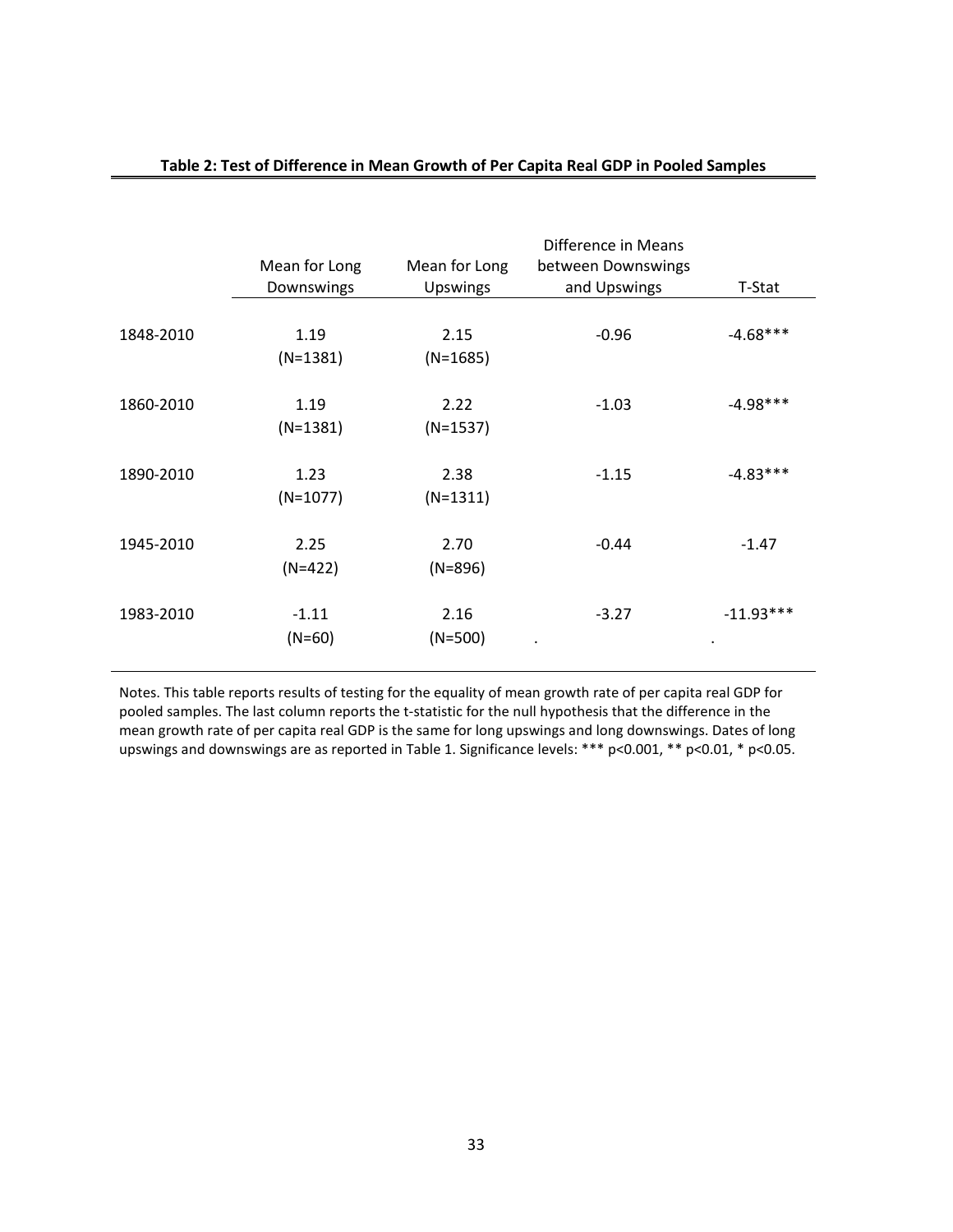**Table 2: Test of Difference in Mean Growth of Per Capita Real GDP in Pooled Samples**

| | Mean for Long Downswings | Mean for Long Upswings | Difference in Means between Downswings and Upswings | T-Stat |
|---|---|---|---|---|
| 1848-2010 | 1.19 (N=1381) | 2.15 (N=1685) | -0.96 | -4.68*** |
| 1860-2010 | 1.19 (N=1381) | 2.22 (N=1537) | -1.03 | -4.98*** |
| 1890-2010 | 1.23 (N=1077) | 2.38 (N=1311) | -1.15 | -4.83*** |
| 1945-2010 | 2.25 (N=422) | 2.70 (N=896) | -0.44 | -1.47 |
| 1983-2010 | -1.11 (N=60) | 2.16 (N=500) | -3.27 | -11.93*** |

Notes. This table reports results of testing for the equality of mean growth rate of per capita real GDP for pooled samples. The last column reports the t-statistic for the null hypothesis that the difference in the mean growth rate of per capita real GDP is the same for long upswings and long downswings. Dates of long upswings and downswings are as reported in Table 1. Significance levels: *** p<0.001, ** p<0.01, * p<0.05.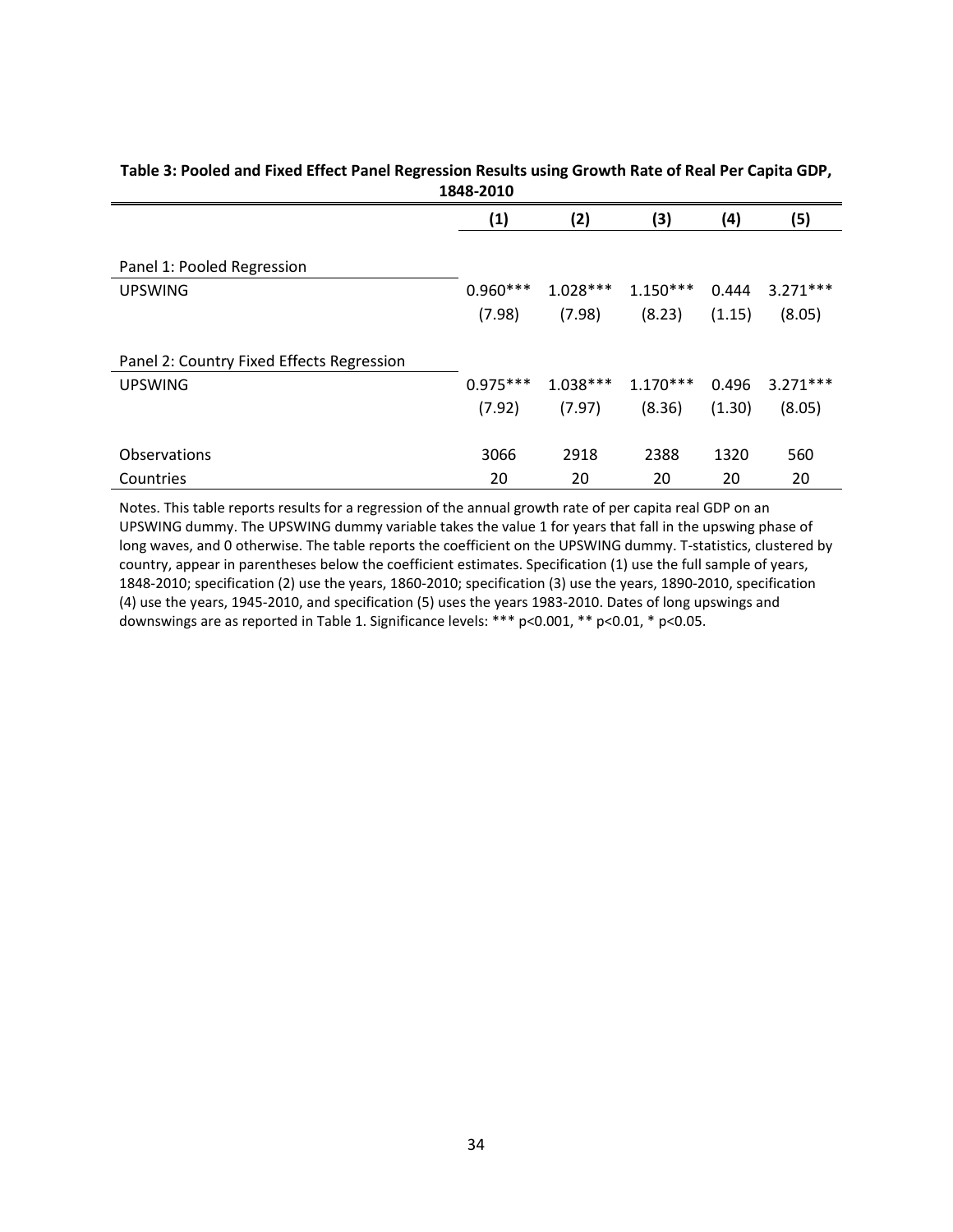**Table 3: Pooled and Fixed Effect Panel Regression Results using Growth Rate of Real Per Capita GDP, 1848-2010**

| | (1) | (2) | (3) | (4) | (5) |
|---|---|---|---|---|---|
| Panel 1: Pooled Regression | | | | | |
| UPSWING | 0.960*** | 1.028*** | 1.150*** | 0.444 | 3.271*** |
| | (7.98) | (7.98) | (8.23) | (1.15) | (8.05) |
| Panel 2: Country Fixed Effects Regression | | | | | |
| UPSWING | 0.975*** | 1.038*** | 1.170*** | 0.496 | 3.271*** |
| | (7.92) | (7.97) | (8.36) | (1.30) | (8.05) |
| Observations | 3066 | 2918 | 2388 | 1320 | 560 |
| Countries | 20 | 20 | 20 | 20 | 20 |

Notes. This table reports results for a regression of the annual growth rate of per capita real GDP on an UPSWING dummy. The UPSWING dummy variable takes the value 1 for years that fall in the upswing phase of long waves, and 0 otherwise. The table reports the coefficient on the UPSWING dummy. T-statistics, clustered by country, appear in parentheses below the coefficient estimates. Specification (1) use the full sample of years, 1848-2010; specification (2) use the years, 1860-2010; specification (3) use the years, 1890-2010, specification (4) use the years, 1945-2010, and specification (5) uses the years 1983-2010. Dates of long upswings and downswings are as reported in Table 1. Significance levels: *** $p<0.001$, ** $p<0.01$, * $p<0.05$.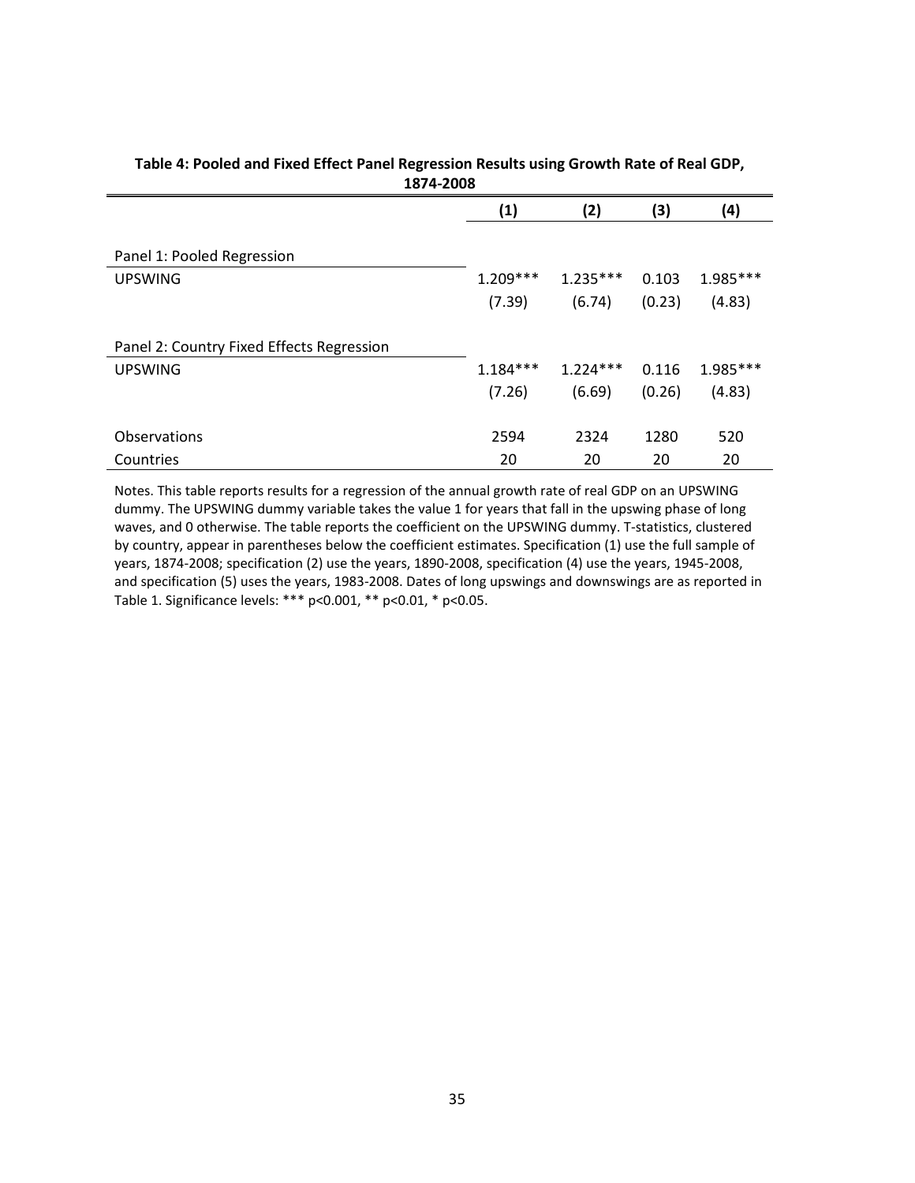**Table 4: Pooled and Fixed Effect Panel Regression Results using Growth Rate of Real GDP, 1874-2008**

| | (1) | (2) | (3) | (4) |
|---|---|---|---|---|
| Panel 1: Pooled Regression | | | | |
| UPSWING | 1.209*** | 1.235*** | 0.103 | 1.985*** |
| | (7.39) | (6.74) | (0.23) | (4.83) |
| Panel 2: Country Fixed Effects Regression | | | | |
| UPSWING | 1.184*** | 1.224*** | 0.116 | 1.985*** |
| | (7.26) | (6.69) | (0.26) | (4.83) |
| Observations | 2594 | 2324 | 1280 | 520 |
| Countries | 20 | 20 | 20 | 20 |

Notes. This table reports results for a regression of the annual growth rate of real GDP on an UPSWING dummy. The UPSWING dummy variable takes the value 1 for years that fall in the upswing phase of long waves, and 0 otherwise. The table reports the coefficient on the UPSWING dummy. T-statistics, clustered by country, appear in parentheses below the coefficient estimates. Specification (1) use the full sample of years, 1874-2008; specification (2) use the years, 1890-2008, specification (4) use the years, 1945-2008, and specification (5) uses the years, 1983-2008. Dates of long upswings and downswings are as reported in Table 1. Significance levels: *** p<0.001, ** p<0.01, * p<0.05.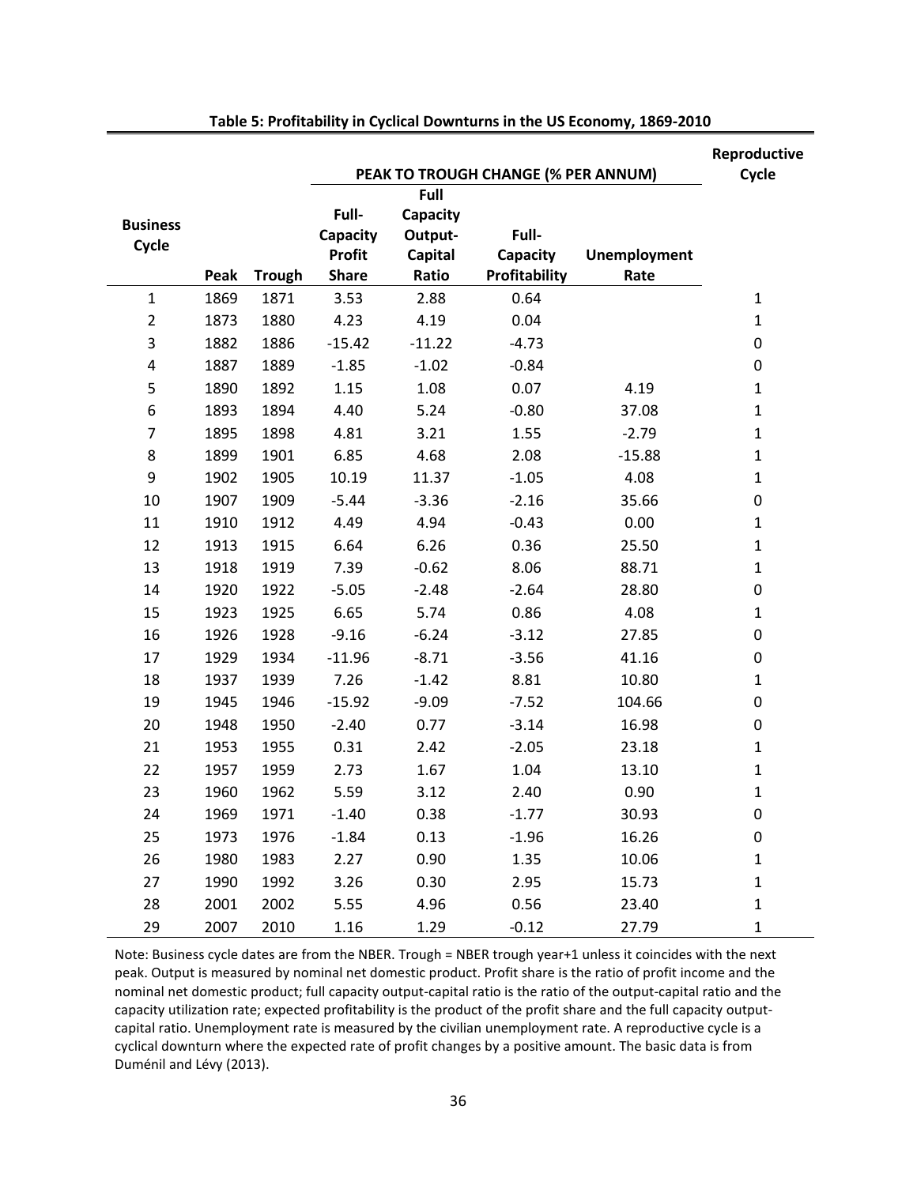**Table 5: Profitability in Cyclical Downturns in the US Economy, 1869-2010**

| Business Cycle | Peak | Trough | PEAK TO TROUGH CHANGE (% PER ANNUM) | | | | Reproductive Cycle |
|---|---|---|---|---|---|---|---|
| | | | Full-Capacity Profit Share | Full Capacity Output-Capital Ratio | Full-Capacity Profitability | Unemployment Rate | |
| 1 | 1869 | 1871 | 3.53 | 2.88 | 0.64 | | 1 |
| 2 | 1873 | 1880 | 4.23 | 4.19 | 0.04 | | 1 |
| 3 | 1882 | 1886 | -15.42 | -11.22 | -4.73 | | 0 |
| 4 | 1887 | 1889 | -1.85 | -1.02 | -0.84 | | 0 |
| 5 | 1890 | 1892 | 1.15 | 1.08 | 0.07 | 4.19 | 1 |
| 6 | 1893 | 1894 | 4.40 | 5.24 | -0.80 | 37.08 | 1 |
| 7 | 1895 | 1898 | 4.81 | 3.21 | 1.55 | -2.79 | 1 |
| 8 | 1899 | 1901 | 6.85 | 4.68 | 2.08 | -15.88 | 1 |
| 9 | 1902 | 1905 | 10.19 | 11.37 | -1.05 | 4.08 | 1 |
| 10 | 1907 | 1909 | -5.44 | -3.36 | -2.16 | 35.66 | 0 |
| 11 | 1910 | 1912 | 4.49 | 4.94 | -0.43 | 0.00 | 1 |
| 12 | 1913 | 1915 | 6.64 | 6.26 | 0.36 | 25.50 | 1 |
| 13 | 1918 | 1919 | 7.39 | -0.62 | 8.06 | 88.71 | 1 |
| 14 | 1920 | 1922 | -5.05 | -2.48 | -2.64 | 28.80 | 0 |
| 15 | 1923 | 1925 | 6.65 | 5.74 | 0.86 | 4.08 | 1 |
| 16 | 1926 | 1928 | -9.16 | -6.24 | -3.12 | 27.85 | 0 |
| 17 | 1929 | 1934 | -11.96 | -8.71 | -3.56 | 41.16 | 0 |
| 18 | 1937 | 1939 | 7.26 | -1.42 | 8.81 | 10.80 | 1 |
| 19 | 1945 | 1946 | -15.92 | -9.09 | -7.52 | 104.66 | 0 |
| 20 | 1948 | 1950 | -2.40 | 0.77 | -3.14 | 16.98 | 0 |
| 21 | 1953 | 1955 | 0.31 | 2.42 | -2.05 | 23.18 | 1 |
| 22 | 1957 | 1959 | 2.73 | 1.67 | 1.04 | 13.10 | 1 |
| 23 | 1960 | 1962 | 5.59 | 3.12 | 2.40 | 0.90 | 1 |
| 24 | 1969 | 1971 | -1.40 | 0.38 | -1.77 | 30.93 | 0 |
| 25 | 1973 | 1976 | -1.84 | 0.13 | -1.96 | 16.26 | 0 |
| 26 | 1980 | 1983 | 2.27 | 0.90 | 1.35 | 10.06 | 1 |
| 27 | 1990 | 1992 | 3.26 | 0.30 | 2.95 | 15.73 | 1 |
| 28 | 2001 | 2002 | 5.55 | 4.96 | 0.56 | 23.40 | 1 |
| 29 | 2007 | 2010 | 1.16 | 1.29 | -0.12 | 27.79 | 1 |

Note: Business cycle dates are from the NBER. Trough = NBER trough year+1 unless it coincides with the next peak. Output is measured by nominal net domestic product. Profit share is the ratio of profit income and the nominal net domestic product; full capacity output-capital ratio is the ratio of the output-capital ratio and the capacity utilization rate; expected profitability is the product of the profit share and the full capacity output-capital ratio. Unemployment rate is measured by the civilian unemployment rate. A reproductive cycle is a cyclical downturn where the expected rate of profit changes by a positive amount. The basic data is from Duménil and Lévy (2013).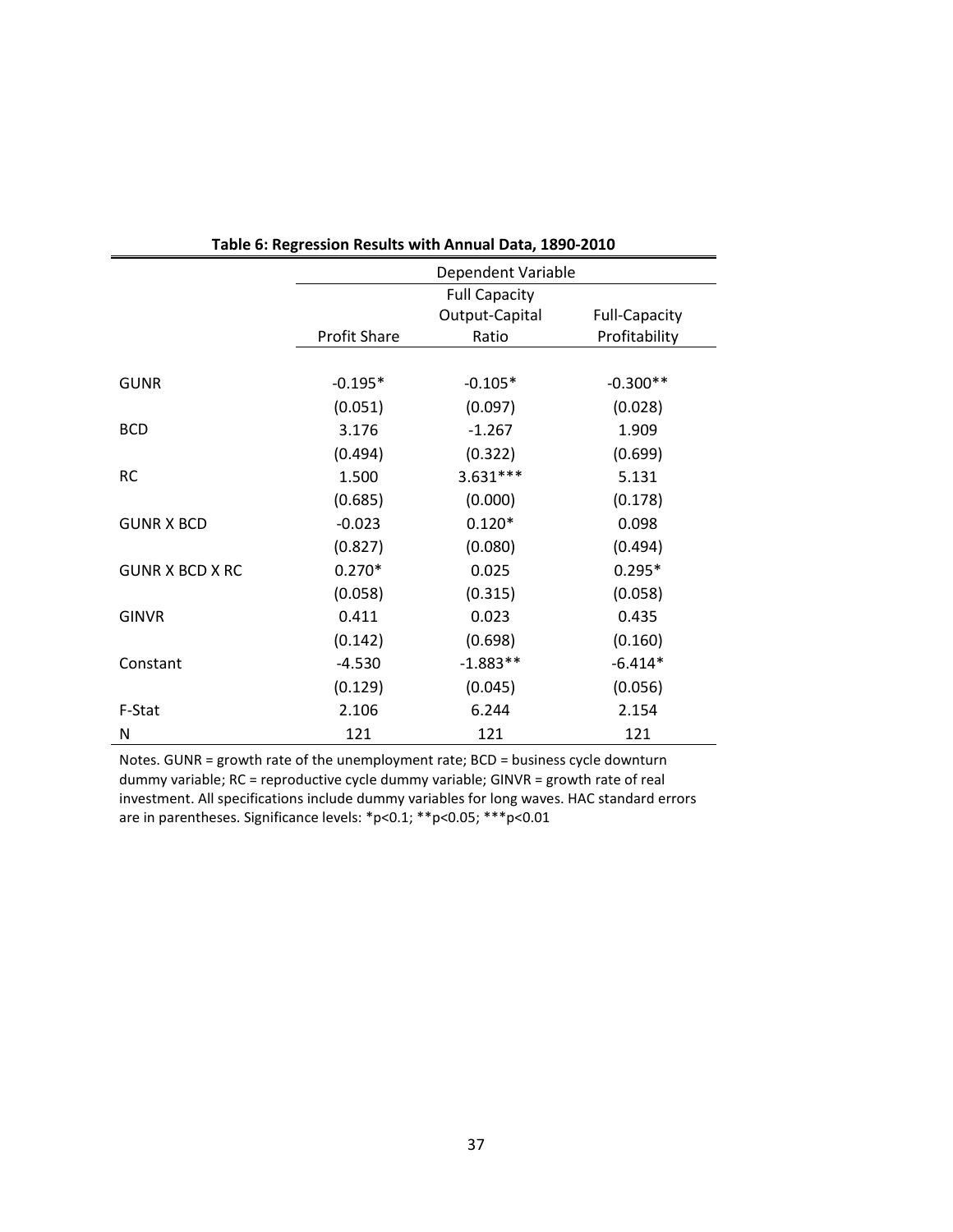**Table 6: Regression Results with Annual Data, 1890-2010**

| | Dependent Variable | | |
|---|---|---|---|
| | Profit Share | Full Capacity Output-Capital Ratio | Full-Capacity Profitability |
| GUNR | -0.195* | -0.105* | -0.300** |
| | (0.051) | (0.097) | (0.028) |
| BCD | 3.176 | -1.267 | 1.909 |
| | (0.494) | (0.322) | (0.699) |
| RC | 1.500 | 3.631*** | 5.131 |
| | (0.685) | (0.000) | (0.178) |
| GUNR X BCD | -0.023 | 0.120* | 0.098 |
| | (0.827) | (0.080) | (0.494) |
| GUNR X BCD X RC | 0.270* | 0.025 | 0.295* |
| | (0.058) | (0.315) | (0.058) |
| GINVR | 0.411 | 0.023 | 0.435 |
| | (0.142) | (0.698) | (0.160) |
| Constant | -4.530 | -1.883** | -6.414* |
| | (0.129) | (0.045) | (0.056) |
| F-Stat | 2.106 | 6.244 | 2.154 |
| N | 121 | 121 | 121 |

Notes. GUNR = growth rate of the unemployment rate; BCD = business cycle downturn dummy variable; RC = reproductive cycle dummy variable; GINVR = growth rate of real investment. All specifications include dummy variables for long waves. HAC standard errors are in parentheses. Significance levels: *p<0.1; **p<0.05; ***p<0.01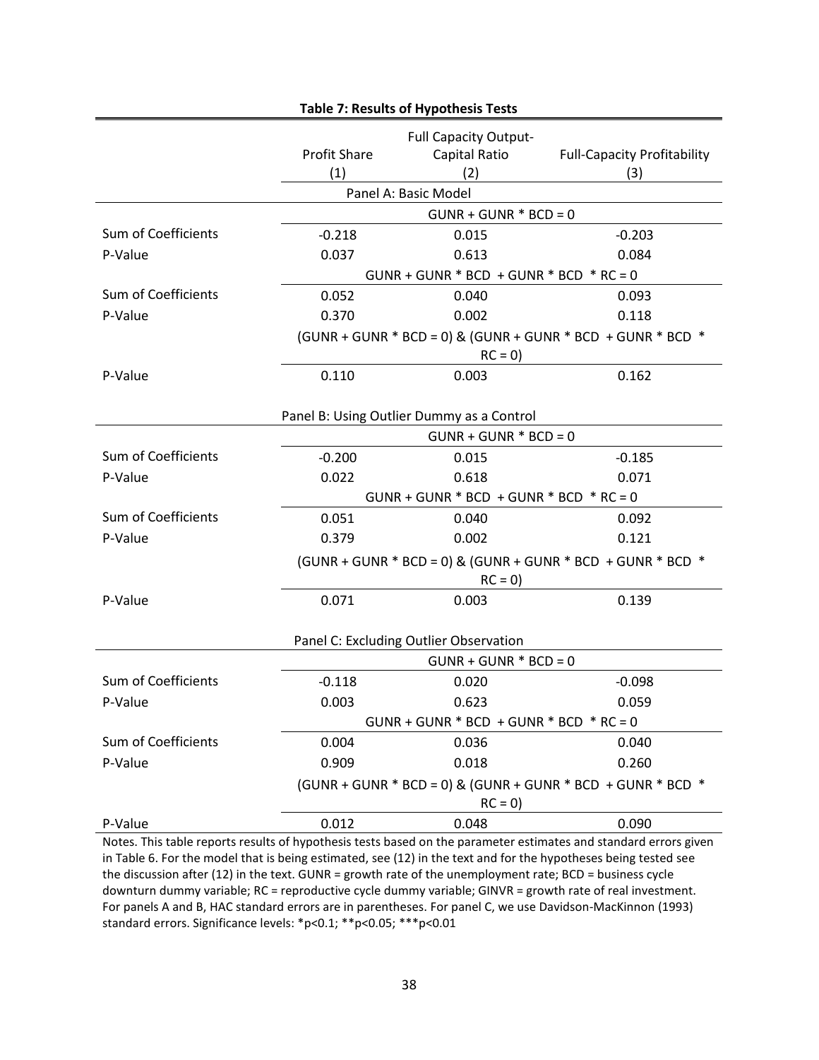**Table 7: Results of Hypothesis Tests**

| | Profit Share (1) | Full Capacity Output-Capital Ratio (2) | Full-Capacity Profitability (3) |
|---|---|---|---|
| **Panel A: Basic Model** | | | |
| | GUNR + GUNR * BCD = 0 | | |
| Sum of Coefficients | -0.218 | 0.015 | -0.203 |
| P-Value | 0.037 | 0.613 | 0.084 |
| | GUNR + GUNR * BCD + GUNR * BCD * RC = 0 | | |
| Sum of Coefficients | 0.052 | 0.040 | 0.093 |
| P-Value | 0.370 | 0.002 | 0.118 |
| | (GUNR + GUNR * BCD = 0) & (GUNR + GUNR * BCD + GUNR * BCD * RC = 0) | | |
| P-Value | 0.110 | 0.003 | 0.162 |
| **Panel B: Using Outlier Dummy as a Control** | | | |
| | GUNR + GUNR * BCD = 0 | | |
| Sum of Coefficients | -0.200 | 0.015 | -0.185 |
| P-Value | 0.022 | 0.618 | 0.071 |
| | GUNR + GUNR * BCD + GUNR * BCD * RC = 0 | | |
| Sum of Coefficients | 0.051 | 0.040 | 0.092 |
| P-Value | 0.379 | 0.002 | 0.121 |
| | (GUNR + GUNR * BCD = 0) & (GUNR + GUNR * BCD + GUNR * BCD * RC = 0) | | |
| P-Value | 0.071 | 0.003 | 0.139 |
| **Panel C: Excluding Outlier Observation** | | | |
| | GUNR + GUNR * BCD = 0 | | |
| Sum of Coefficients | -0.118 | 0.020 | -0.098 |
| P-Value | 0.003 | 0.623 | 0.059 |
| | GUNR + GUNR * BCD + GUNR * BCD * RC = 0 | | |
| Sum of Coefficients | 0.004 | 0.036 | 0.040 |
| P-Value | 0.909 | 0.018 | 0.260 |
| | (GUNR + GUNR * BCD = 0) & (GUNR + GUNR * BCD + GUNR * BCD * RC = 0) | | |
| P-Value | 0.012 | 0.048 | 0.090 |

Notes. This table reports results of hypothesis tests based on the parameter estimates and standard errors given in Table 6. For the model that is being estimated, see (12) in the text and for the hypotheses being tested see the discussion after (12) in the text. GUNR = growth rate of the unemployment rate; BCD = business cycle downturn dummy variable; RC = reproductive cycle dummy variable; GINVR = growth rate of real investment. For panels A and B, HAC standard errors are in parentheses. For panel C, we use Davidson-MacKinnon (1993) standard errors. Significance levels: *p<0.1; **p<0.05; ***p<0.01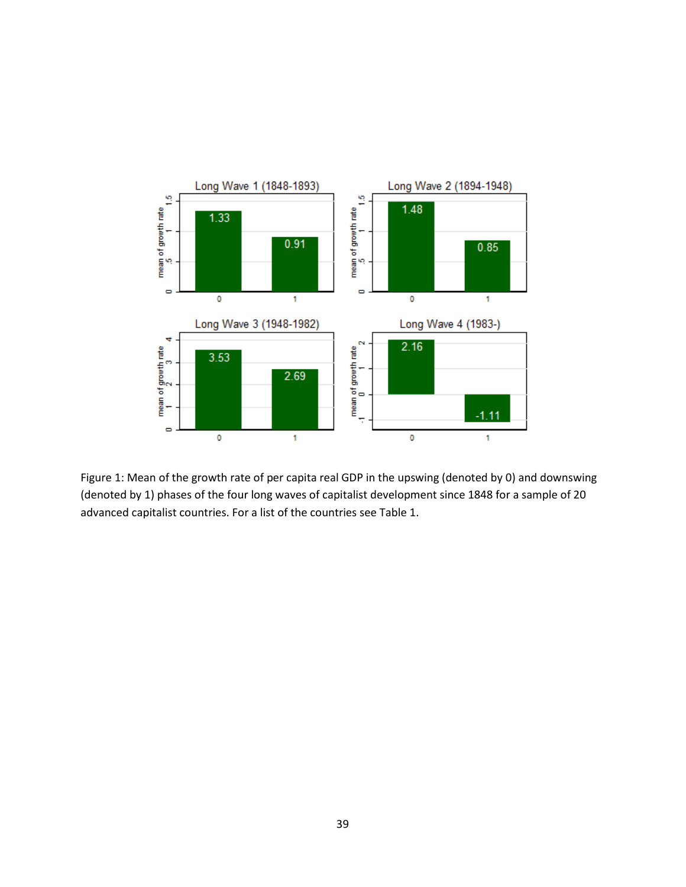Figure 1: Mean of the growth rate of per capita real GDP in the upswing (denoted by 0) and downswing (denoted by 1) phases of the four long waves of capitalist development since 1848 for a sample of 20 advanced capitalist countries. For a list of the countries see Table 1.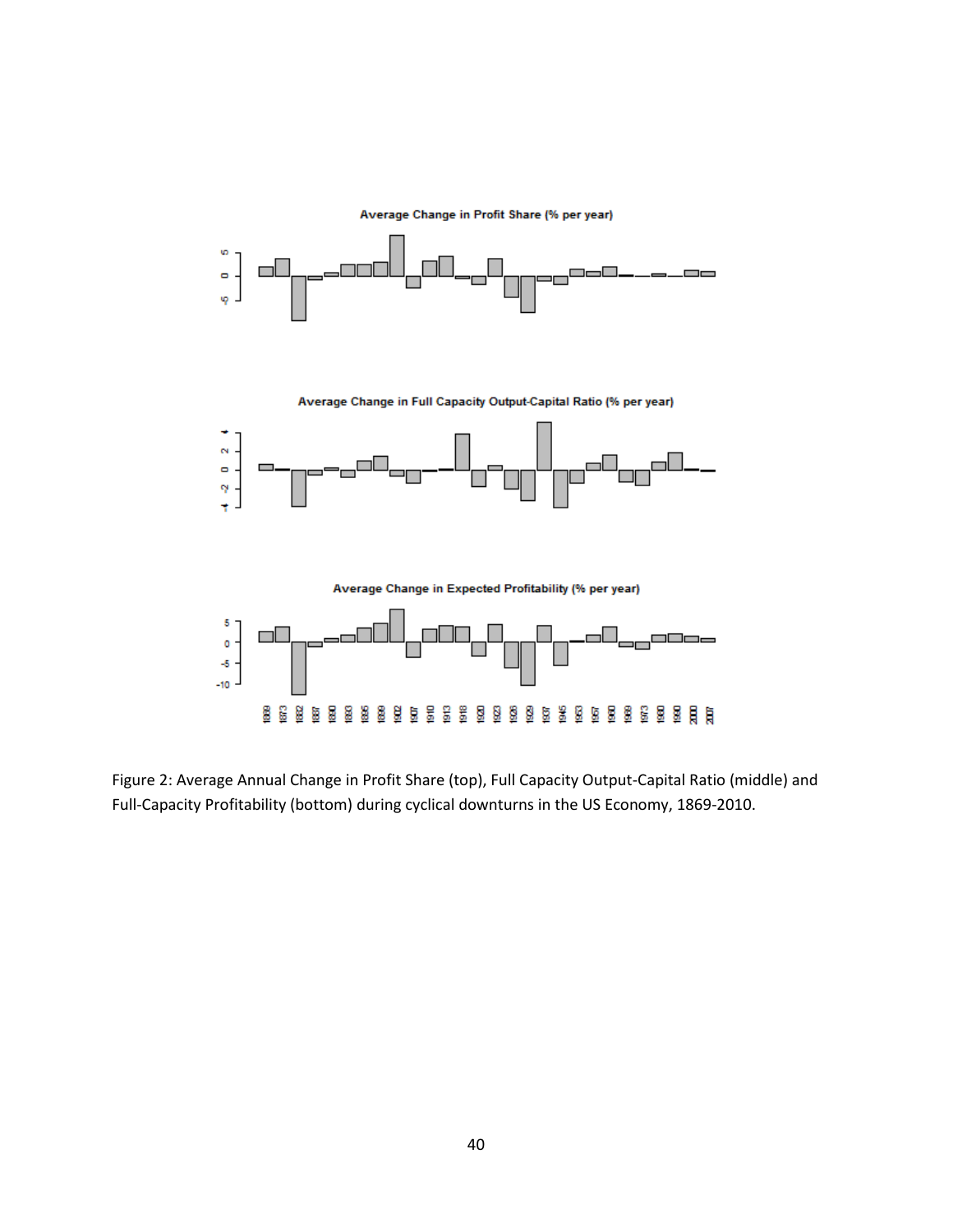Figure 2: Average Annual Change in Profit Share (top), Full Capacity Output-Capital Ratio (middle) and Full-Capacity Profitability (bottom) during cyclical downturns in the US Economy, 1869-2010.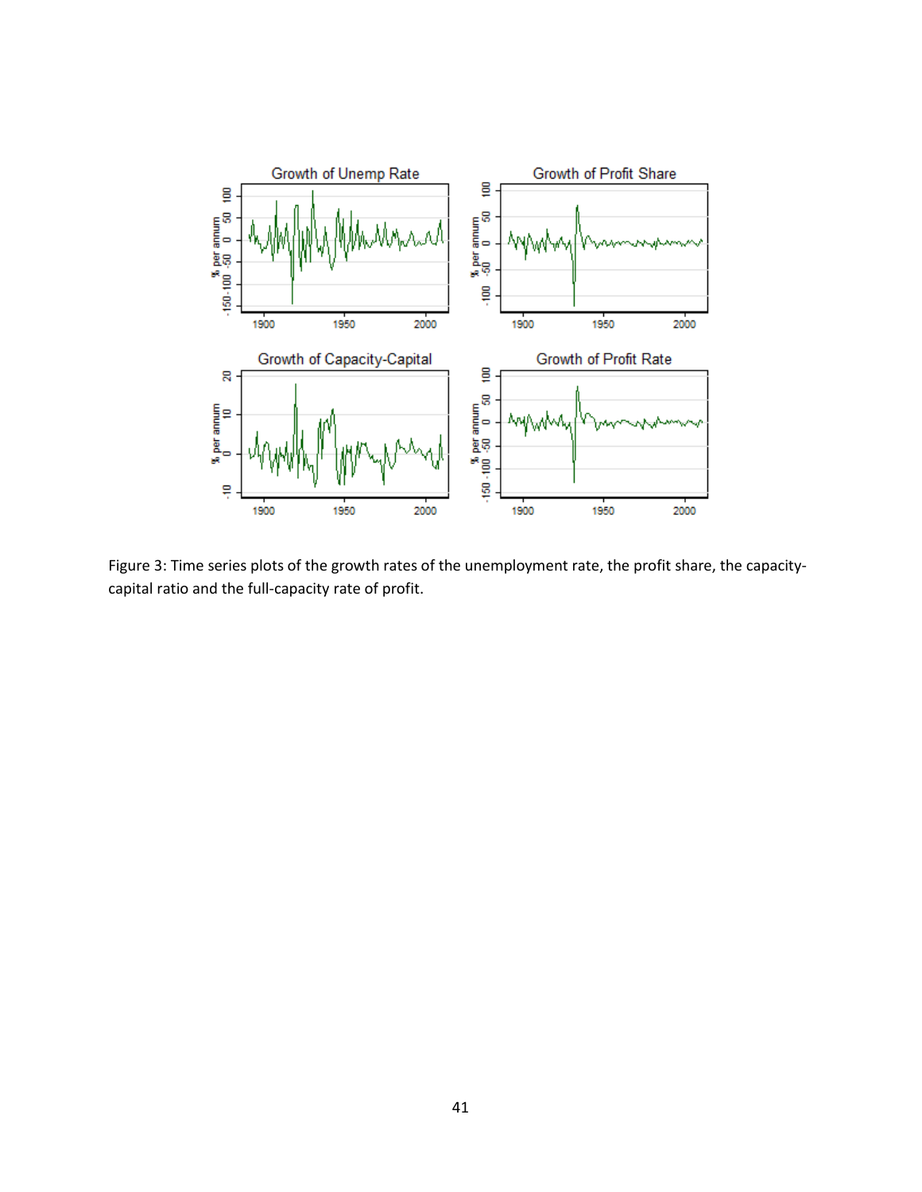Growth of Unemp Rate

% per annum

-150 -100 -50 0 50 100

1900 1950 2000

Growth of Profit Share

% per annum

-100 -50 0 50 100

1900 1950 2000

Growth of Capacity-Capital

% per annum

-10 0 10 20

1900 1950 2000

Growth of Profit Rate

% per annum

-150 -100 -50 0 50 100

1900 1950 2000

Figure 3: Time series plots of the growth rates of the unemployment rate, the profit share, the capacity-capital ratio and the full-capacity rate of profit.